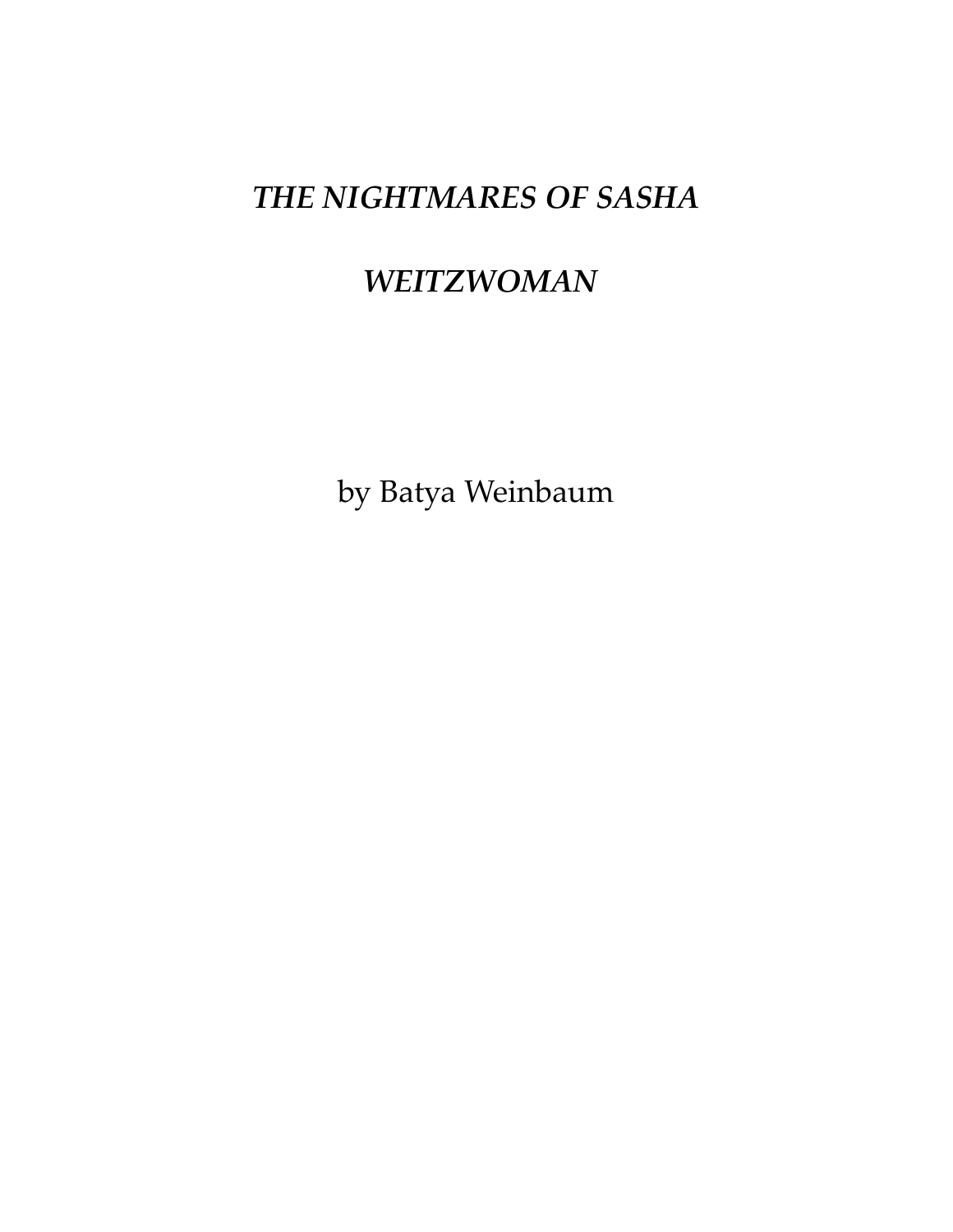# *THE NIGHTMARES OF SASHA WEITZWOMAN*

by Batya Weinbaum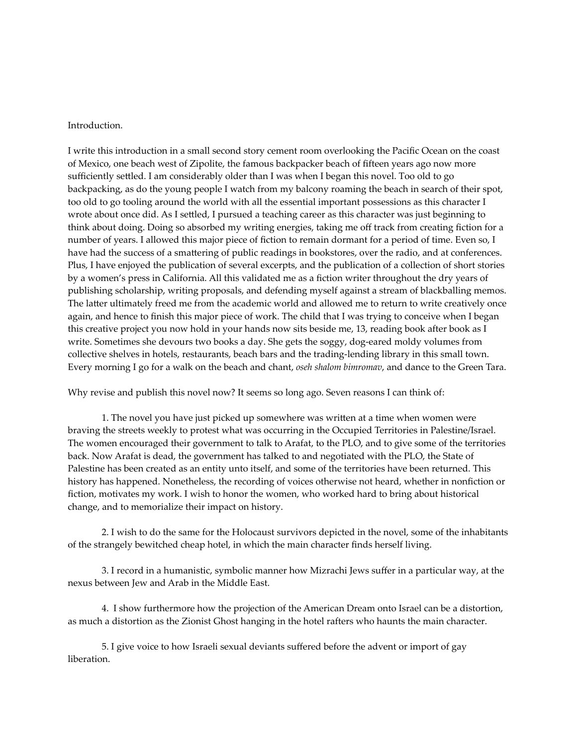Introduction.

I write this introduction in a small second story cement room overlooking the Pacific Ocean on the coast of Mexico, one beach west of Zipolite, the famous backpacker beach of fifteen years ago now more sufficiently settled. I am considerably older than I was when I began this novel. Too old to go backpacking, as do the young people I watch from my balcony roaming the beach in search of their spot, too old to go tooling around the world with all the essential important possessions as this character I wrote about once did. As I settled, I pursued a teaching career as this character was just beginning to think about doing. Doing so absorbed my writing energies, taking me off track from creating fiction for a number of years. I allowed this major piece of fiction to remain dormant for a period of time. Even so, I have had the success of a smattering of public readings in bookstores, over the radio, and at conferences. Plus, I have enjoyed the publication of several excerpts, and the publication of a collection of short stories by a women's press in California. All this validated me as a fiction writer throughout the dry years of publishing scholarship, writing proposals, and defending myself against a stream of blackballing memos. The latter ultimately freed me from the academic world and allowed me to return to write creatively once again, and hence to finish this major piece of work. The child that I was trying to conceive when I began this creative project you now hold in your hands now sits beside me, 13, reading book after book as I write. Sometimes she devours two books a day. She gets the soggy, dog-eared moldy volumes from collective shelves in hotels, restaurants, beach bars and the trading-lending library in this small town. Every morning I go for a walk on the beach and chant, *oseh shalom bimromav*, and dance to the Green Tara.

Why revise and publish this novel now? It seems so long ago. Seven reasons I can think of:

1. The novel you have just picked up somewhere was written at a time when women were braving the streets weekly to protest what was occurring in the Occupied Territories in Palestine/Israel. The women encouraged their government to talk to Arafat, to the PLO, and to give some of the territories back. Now Arafat is dead, the government has talked to and negotiated with the PLO, the State of Palestine has been created as an entity unto itself, and some of the territories have been returned. This history has happened. Nonetheless, the recording of voices otherwise not heard, whether in nonfiction or fiction, motivates my work. I wish to honor the women, who worked hard to bring about historical change, and to memorialize their impact on history.

2. I wish to do the same for the Holocaust survivors depicted in the novel, some of the inhabitants of the strangely bewitched cheap hotel, in which the main character finds herself living.

3. I record in a humanistic, symbolic manner how Mizrachi Jews suffer in a particular way, at the nexus between Jew and Arab in the Middle East.

4. I show furthermore how the projection of the American Dream onto Israel can be a distortion, as much a distortion as the Zionist Ghost hanging in the hotel rafters who haunts the main character.

5. I give voice to how Israeli sexual deviants suffered before the advent or import of gay liberation.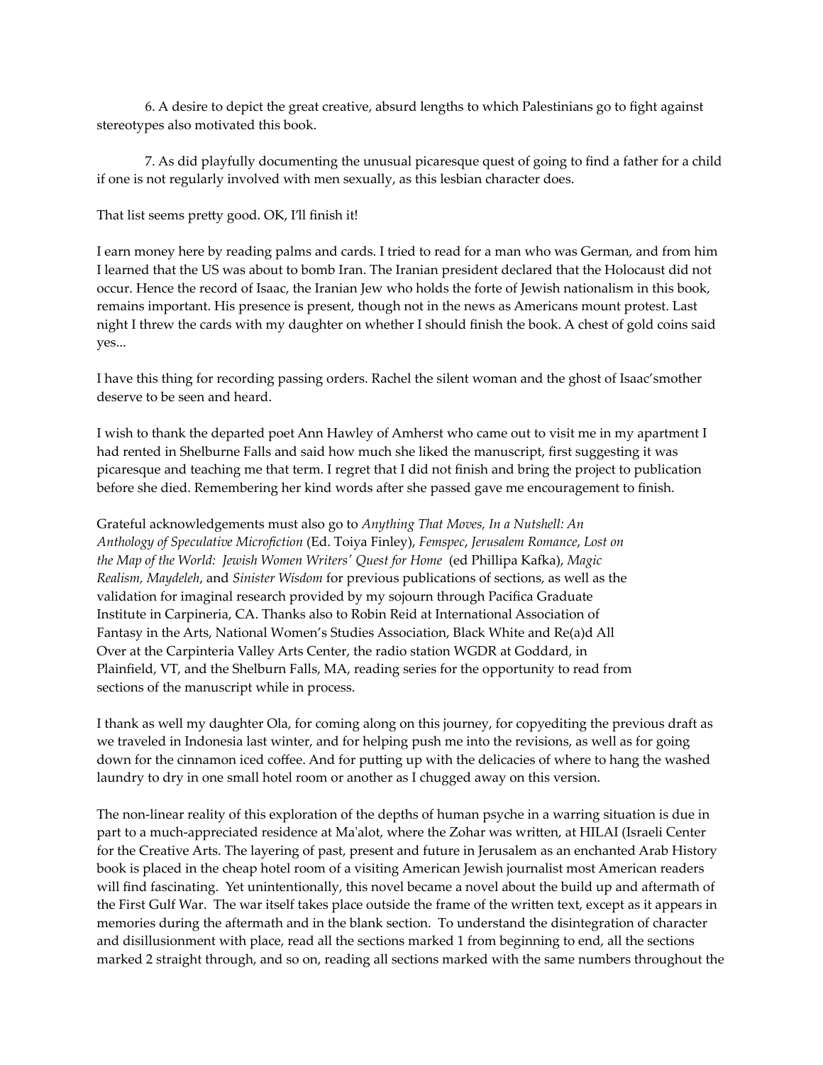6. A desire to depict the great creative, absurd lengths to which Palestinians go to fight against stereotypes also motivated this book.

7. As did playfully documenting the unusual picaresque quest of going to find a father for a child if one is not regularly involved with men sexually, as this lesbian character does.

That list seems pretty good. OK, I'll finish it!

I earn money here by reading palms and cards. I tried to read for a man who was German, and from him I learned that the US was about to bomb Iran. The Iranian president declared that the Holocaust did not occur. Hence the record of Isaac, the Iranian Jew who holds the forte of Jewish nationalism in this book, remains important. His presence is present, though not in the news as Americans mount protest. Last night I threw the cards with my daughter on whether I should finish the book. A chest of gold coins said yes...

I have this thing for recording passing orders. Rachel the silent woman and the ghost of Isaac'smother deserve to be seen and heard.

I wish to thank the departed poet Ann Hawley of Amherst who came out to visit me in my apartment I had rented in Shelburne Falls and said how much she liked the manuscript, first suggesting it was picaresque and teaching me that term. I regret that I did not finish and bring the project to publication before she died. Remembering her kind words after she passed gave me encouragement to finish.

Grateful acknowledgements must also go to *Anything That Moves, In a Nutshell: An Anthology of Speculative Microfiction* (Ed. Toiya Finley), *Femspec, Jerusalem Romance, Lost on the Map of the World: Jewish Women Writers' Quest for Home* (ed Phillipa Kafka), *Magic Realism, Maydeleh*, and *Sinister Wisdom* for previous publications of sections, as well as the validation for imaginal research provided by my sojourn through Pacifica Graduate Institute in Carpineria, CA. Thanks also to Robin Reid at International Association of Fantasy in the Arts, National Women's Studies Association, Black White and Re(a)d All Over at the Carpinteria Valley Arts Center, the radio station WGDR at Goddard, in Plainfield, VT, and the Shelburn Falls, MA, reading series for the opportunity to read from sections of the manuscript while in process.

I thank as well my daughter Ola, for coming along on this journey, for copyediting the previous draft as we traveled in Indonesia last winter, and for helping push me into the revisions, as well as for going down for the cinnamon iced coffee. And for putting up with the delicacies of where to hang the washed laundry to dry in one small hotel room or another as I chugged away on this version.

The non-linear reality of this exploration of the depths of human psyche in a warring situation is due in part to a much-appreciated residence at Ma'alot, where the Zohar was written, at HILAI (Israeli Center for the Creative Arts. The layering of past, present and future in Jerusalem as an enchanted Arab History book is placed in the cheap hotel room of a visiting American Jewish journalist most American readers will find fascinating. Yet unintentionally, this novel became a novel about the build up and aftermath of the First Gulf War. The war itself takes place outside the frame of the written text, except as it appears in memories during the aftermath and in the blank section. To understand the disintegration of character and disillusionment with place, read all the sections marked 1 from beginning to end, all the sections marked 2 straight through, and so on, reading all sections marked with the same numbers throughout the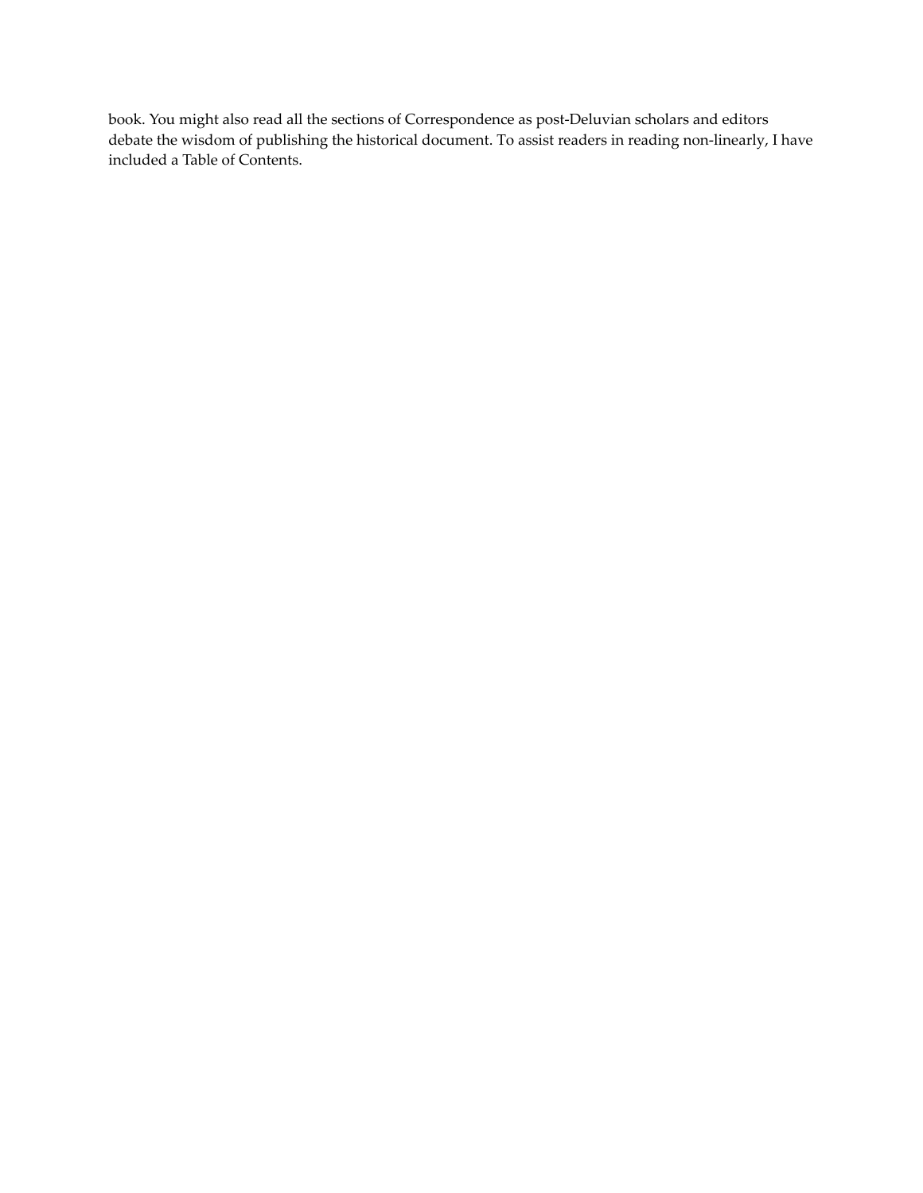book. You might also read all the sections of Correspondence as post-Deluvian scholars and editors debate the wisdom of publishing the historical document. To assist readers in reading non-linearly, I have included a Table of Contents.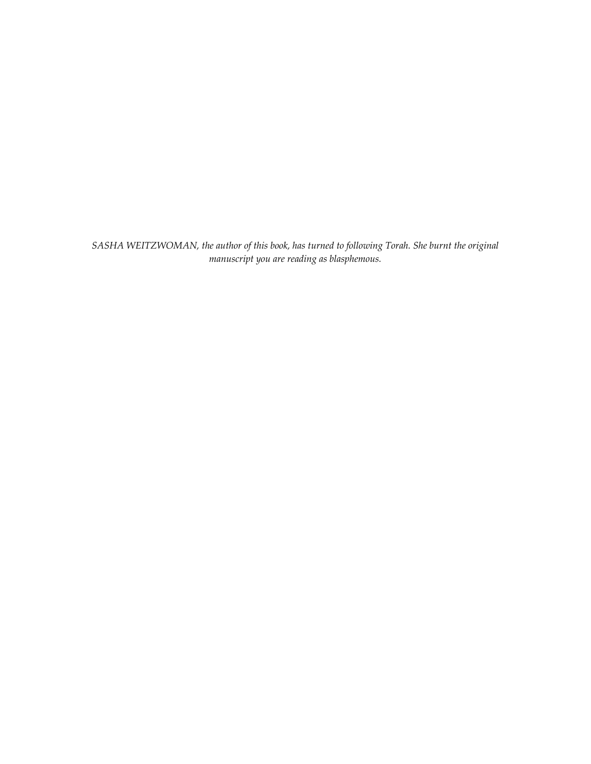*SASHA WEITZWOMAN, the author of this book, has turned to following Torah. She burnt the original manuscript you are reading as blasphemous.*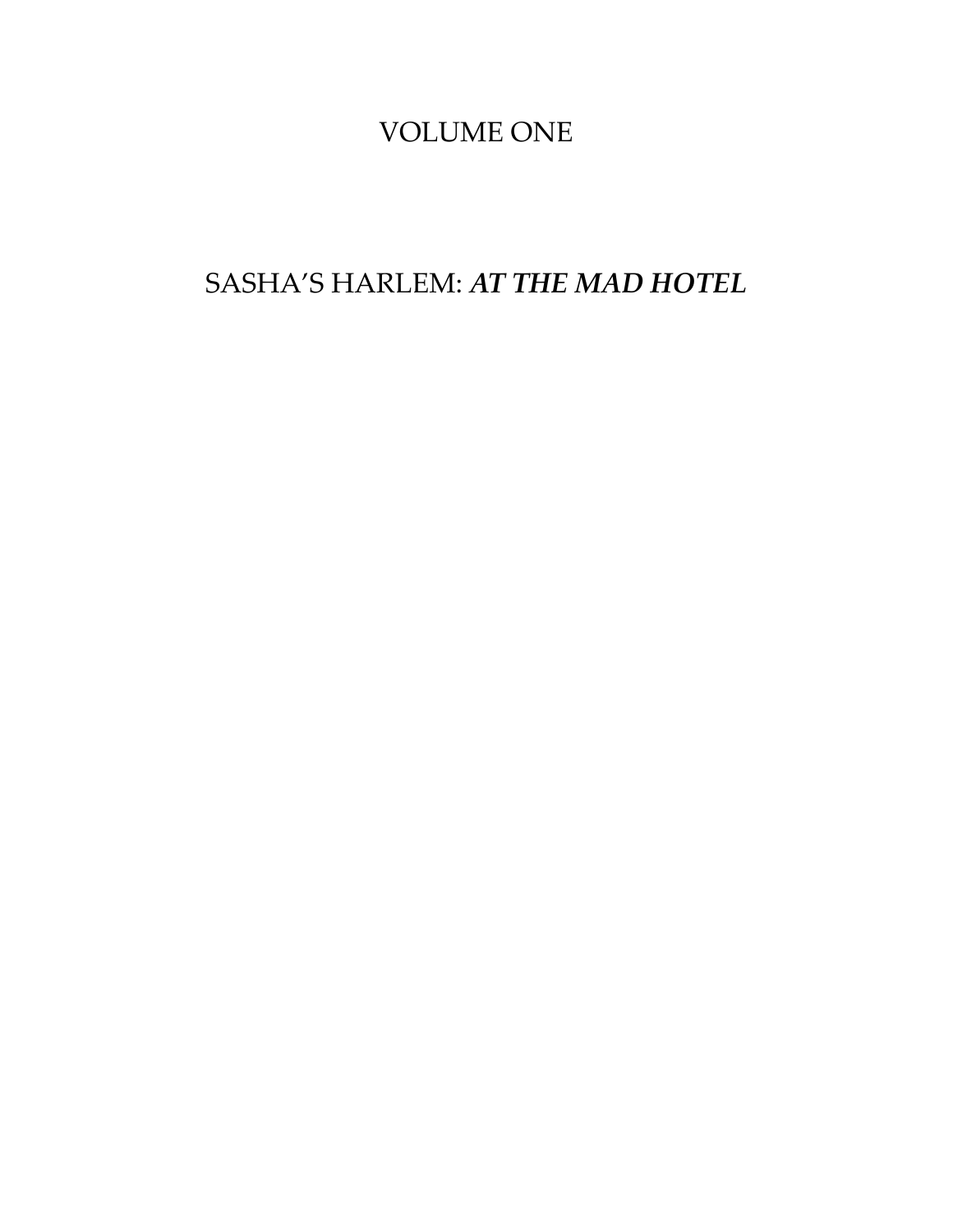# VOLUME ONE

## SASHA'S HARLEM: ***AT THE MAD HOTEL***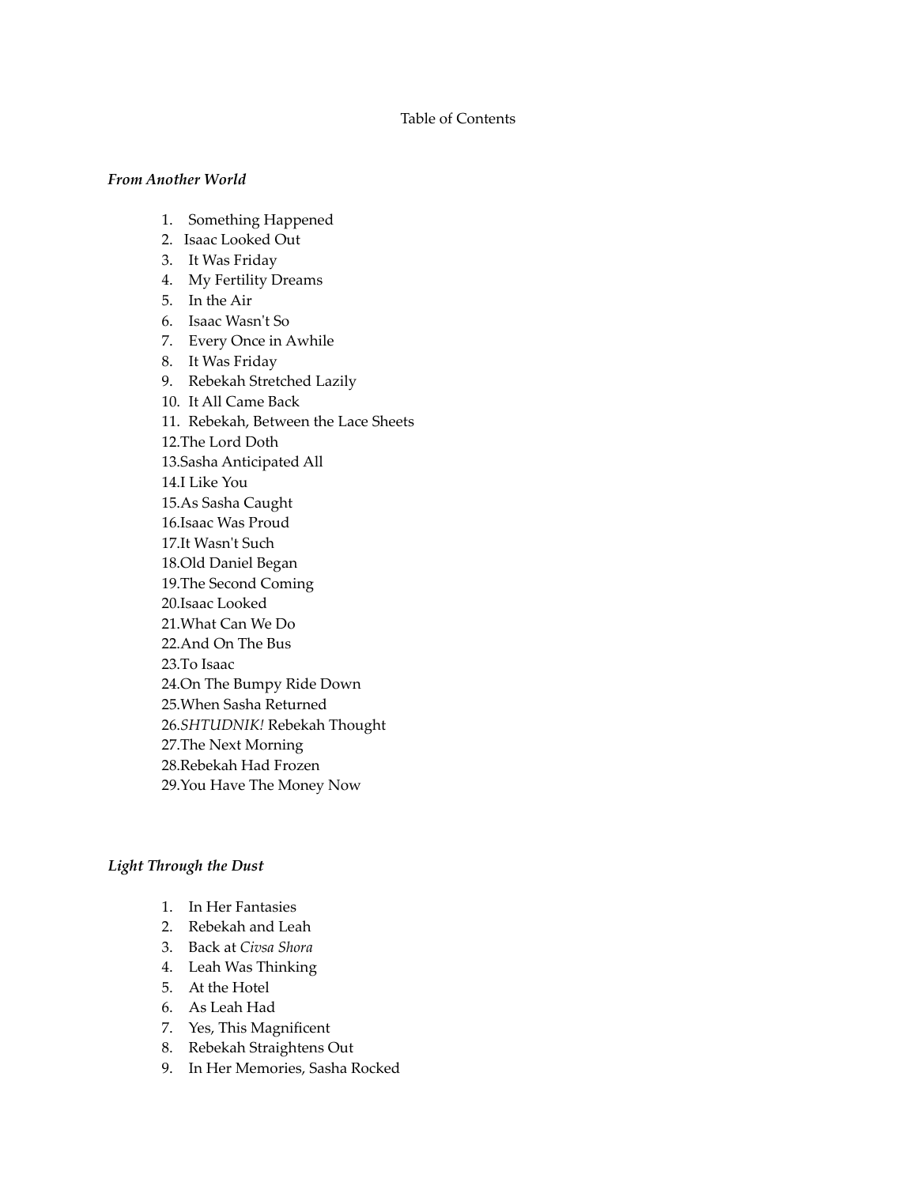# Table of Contents

***From Another World***

1. Something Happened
2. Isaac Looked Out
3. It Was Friday
4. My Fertility Dreams
5. In the Air
6. Isaac Wasn't So
7. Every Once in Awhile
8. It Was Friday
9. Rebekah Stretched Lazily
10. It All Came Back
11. Rebekah, Between the Lace Sheets
12. The Lord Doth
13. Sasha Anticipated All
14. I Like You
15. As Sasha Caught
16. Isaac Was Proud
17. It Wasn't Such
18. Old Daniel Began
19. The Second Coming
20. Isaac Looked
21. What Can We Do
22. And On The Bus
23. To Isaac
24. On The Bumpy Ride Down
25. When Sasha Returned
26. *SHTUDNIK!* Rebekah Thought
27. The Next Morning
28. Rebekah Had Frozen
29. You Have The Money Now

***Light Through the Dust***

1. In Her Fantasies
2. Rebekah and Leah
3. Back at *Civsa Shora*
4. Leah Was Thinking
5. At the Hotel
6. As Leah Had
7. Yes, This Magnificent
8. Rebekah Straightens Out
9. In Her Memories, Sasha Rocked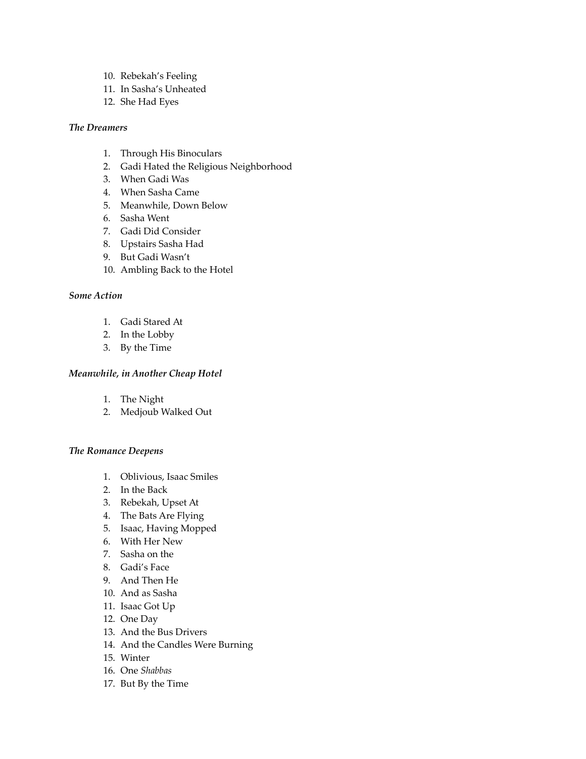10. Rebekah's Feeling
11. In Sasha's Unheated
12. She Had Eyes

### *The Dreamers*

1. Through His Binoculars
2. Gadi Hated the Religious Neighborhood
3. When Gadi Was
4. When Sasha Came
5. Meanwhile, Down Below
6. Sasha Went
7. Gadi Did Consider
8. Upstairs Sasha Had
9. But Gadi Wasn't
10. Ambling Back to the Hotel

### *Some Action*

1. Gadi Stared At
2. In the Lobby
3. By the Time

### *Meanwhile, in Another Cheap Hotel*

1. The Night
2. Medjoub Walked Out

### *The Romance Deepens*

1. Oblivious, Isaac Smiles
2. In the Back
3. Rebekah, Upset At
4. The Bats Are Flying
5. Isaac, Having Mopped
6. With Her New
7. Sasha on the
8. Gadi's Face
9. And Then He
10. And as Sasha
11. Isaac Got Up
12. One Day
13. And the Bus Drivers
14. And the Candles Were Burning
15. Winter
16. One *Shabbas*
17. But By the Time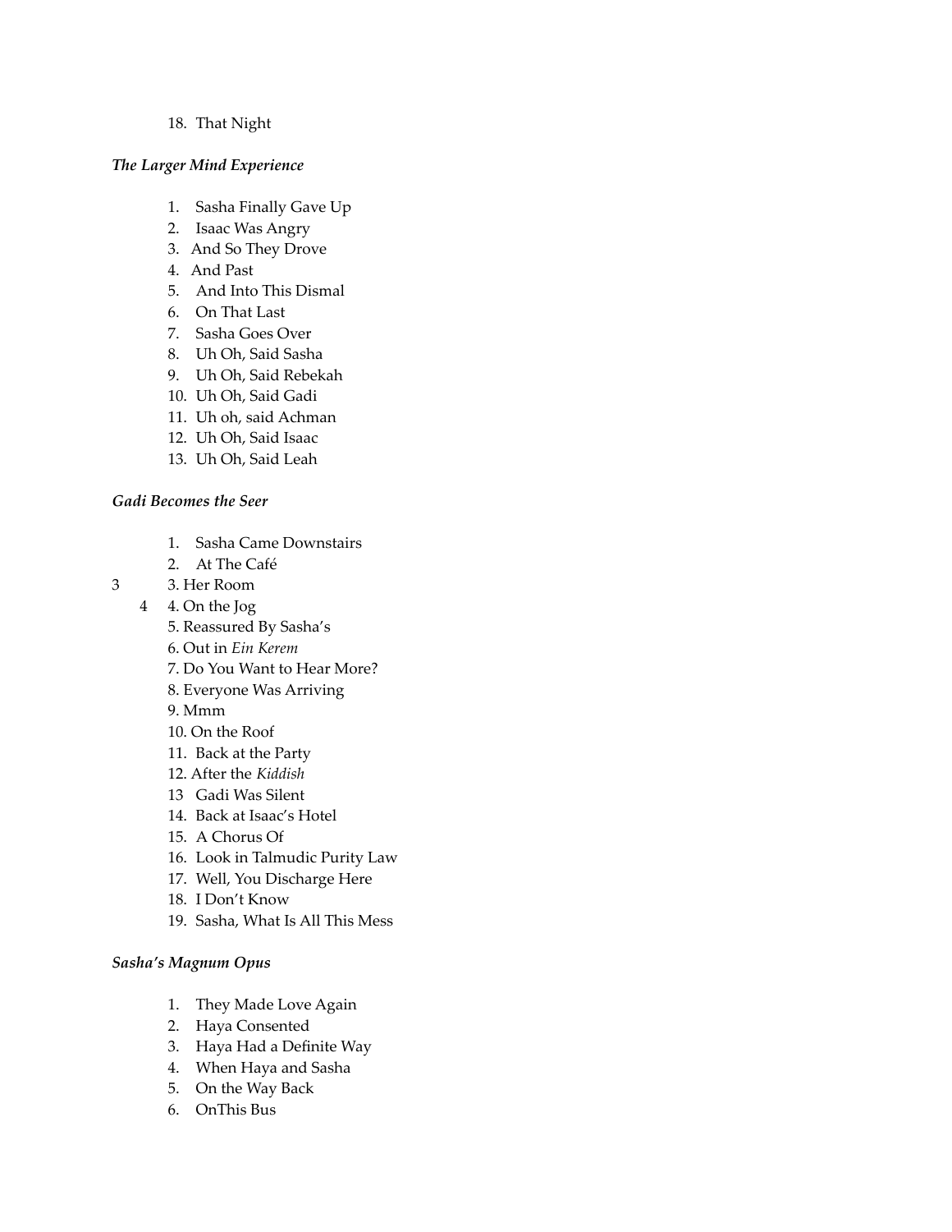18. That Night

### *The Larger Mind Experience*

1. Sasha Finally Gave Up
2. Isaac Was Angry
3. And So They Drove
4. And Past
5. And Into This Dismal
6. On That Last
7. Sasha Goes Over
8. Uh Oh, Said Sasha
9. Uh Oh, Said Rebekah
10. Uh Oh, Said Gadi
11. Uh oh, said Achman
12. Uh Oh, Said Isaac
13. Uh Oh, Said Leah

### *Gadi Becomes the Seer*

1. Sasha Came Downstairs
2. At The Café

3 3. Her Room

4 4. On the Jog

5. Reassured By Sasha's
6. Out in *Ein Kerem*
7. Do You Want to Hear More?
8. Everyone Was Arriving
9. Mmm
10. On the Roof
11. Back at the Party
12. After the *Kiddish*

13 Gadi Was Silent

14. Back at Isaac's Hotel
15. A Chorus Of
16. Look in Talmudic Purity Law
17. Well, You Discharge Here
18. I Don't Know
19. Sasha, What Is All This Mess

### *Sasha's Magnum Opus*

1. They Made Love Again
2. Haya Consented
3. Haya Had a Definite Way
4. When Haya and Sasha
5. On the Way Back
6. OnThis Bus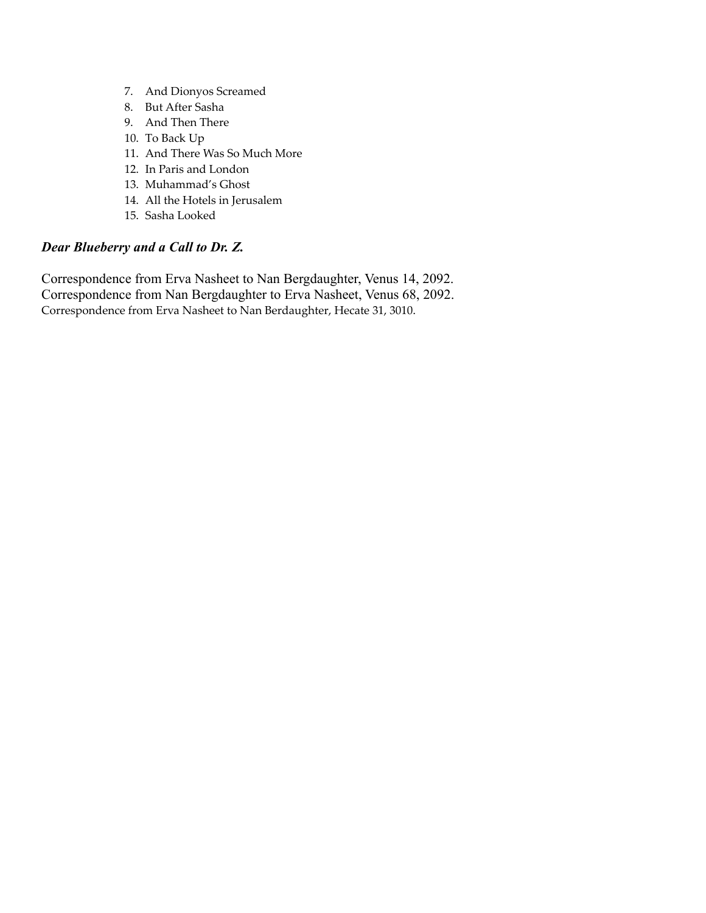7. And Dionyos Screamed
8. But After Sasha
9. And Then There
10. To Back Up
11. And There Was So Much More
12. In Paris and London
13. Muhammad's Ghost
14. All the Hotels in Jerusalem
15. Sasha Looked

### *Dear Blueberry and a Call to Dr. Z.*

Correspondence from Erva Nasheet to Nan Bergdaughter, Venus 14, 2092.
Correspondence from Nan Bergdaughter to Erva Nasheet, Venus 68, 2092.
Correspondence from Erva Nasheet to Nan Berdaughter, Hecate 31, 3010.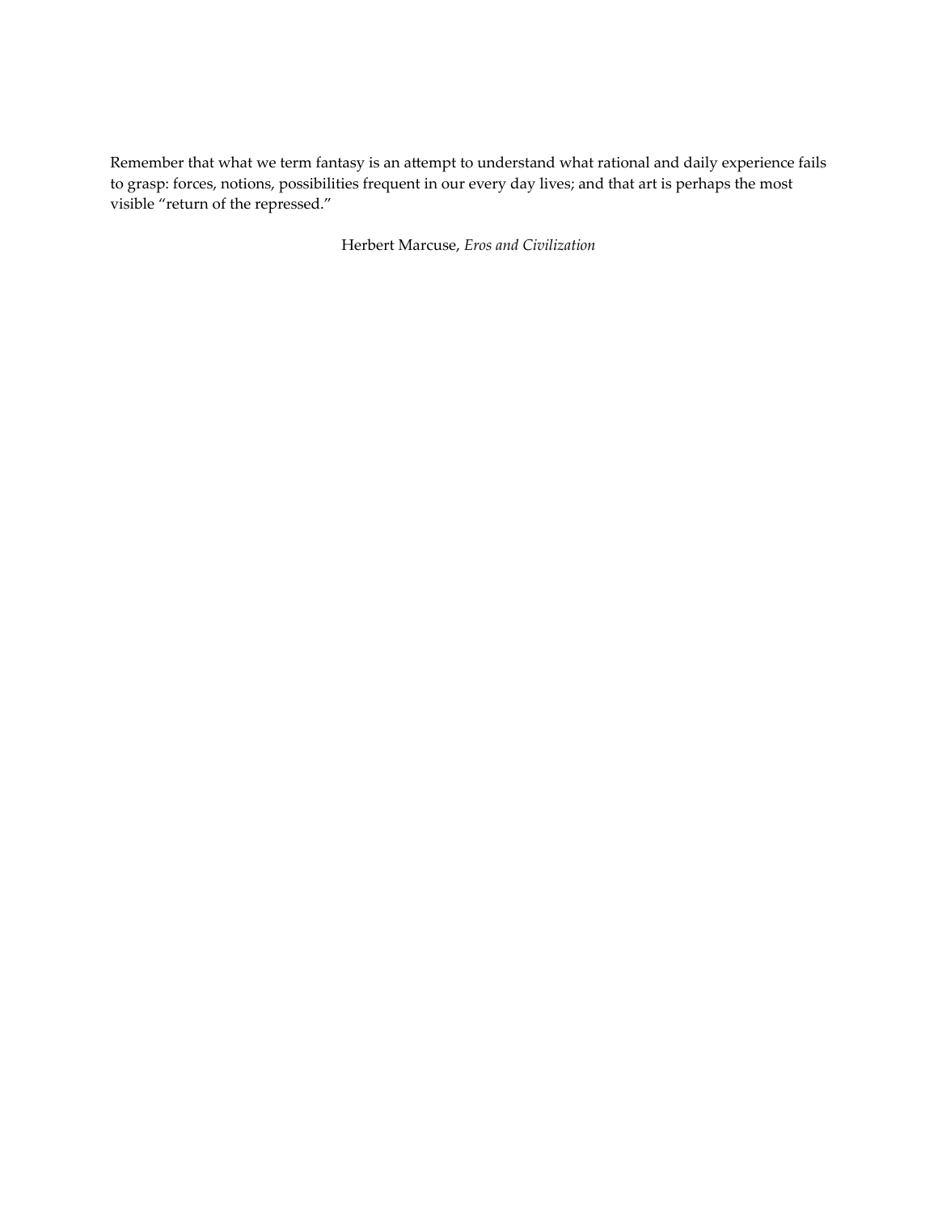Remember that what we term fantasy is an attempt to understand what rational and daily experience fails to grasp: forces, notions, possibilities frequent in our every day lives; and that art is perhaps the most visible "return of the repressed."

Herbert Marcuse, *Eros and Civilization*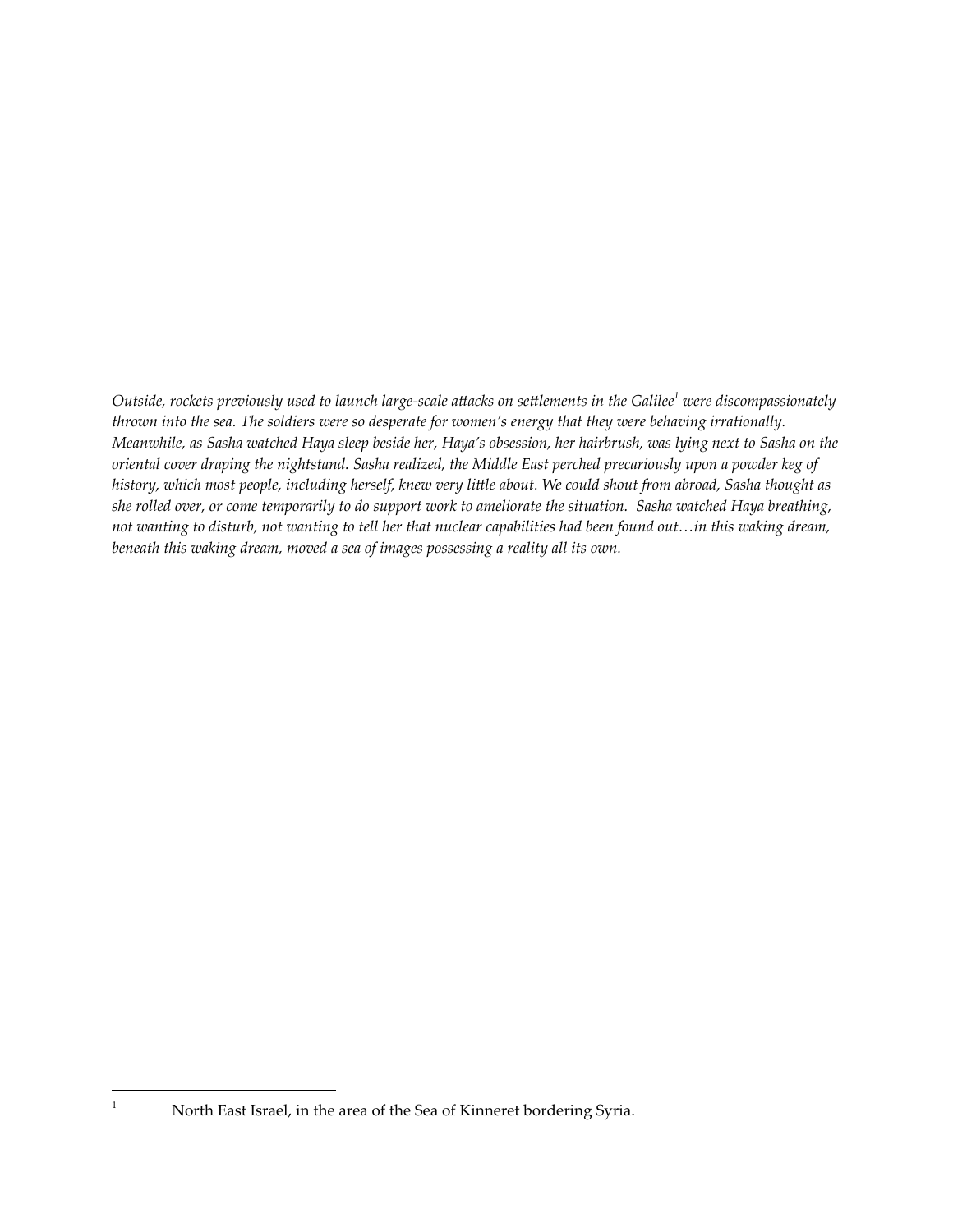*Outside, rockets previously used to launch large-scale attacks on settlements in the Galilee*[1] *were discompassionately thrown into the sea. The soldiers were so desperate for women's energy that they were behaving irrationally. Meanwhile, as Sasha watched Haya sleep beside her, Haya's obsession, her hairbrush, was lying next to Sasha on the oriental cover draping the nightstand. Sasha realized, the Middle East perched precariously upon a powder keg of history, which most people, including herself, knew very little about. We could shout from abroad, Sasha thought as she rolled over, or come temporarily to do support work to ameliorate the situation. Sasha watched Haya breathing, not wanting to disturb, not wanting to tell her that nuclear capabilities had been found out…in this waking dream, beneath this waking dream, moved a sea of images possessing a reality all its own.*

[1] North East Israel, in the area of the Sea of Kinneret bordering Syria.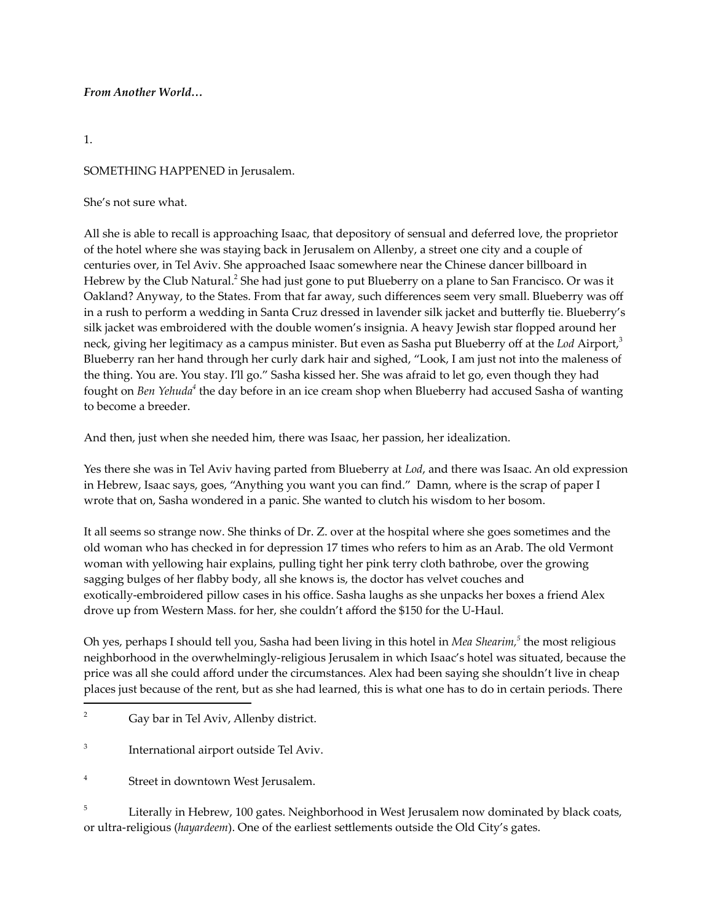***From Another World…***

1.

SOMETHING HAPPENED in Jerusalem.

She's not sure what.

All she is able to recall is approaching Isaac, that depository of sensual and deferred love, the proprietor of the hotel where she was staying back in Jerusalem on Allenby, a street one city and a couple of centuries over, in Tel Aviv. She approached Isaac somewhere near the Chinese dancer billboard in Hebrew by the Club Natural.[2] She had just gone to put Blueberry on a plane to San Francisco. Or was it Oakland? Anyway, to the States. From that far away, such differences seem very small. Blueberry was off in a rush to perform a wedding in Santa Cruz dressed in lavender silk jacket and butterfly tie. Blueberry's silk jacket was embroidered with the double women's insignia. A heavy Jewish star flopped around her neck, giving her legitimacy as a campus minister. But even as Sasha put Blueberry off at the *Lod* Airport,[3] Blueberry ran her hand through her curly dark hair and sighed, "Look, I am just not into the maleness of the thing. You are. You stay. I'll go." Sasha kissed her. She was afraid to let go, even though they had fought on *Ben Yehuda*[4] the day before in an ice cream shop when Blueberry had accused Sasha of wanting to become a breeder.

And then, just when she needed him, there was Isaac, her passion, her idealization.

Yes there she was in Tel Aviv having parted from Blueberry at *Lod*, and there was Isaac. An old expression in Hebrew, Isaac says, goes, "Anything you want you can find." Damn, where is the scrap of paper I wrote that on, Sasha wondered in a panic. She wanted to clutch his wisdom to her bosom.

It all seems so strange now. She thinks of Dr. Z. over at the hospital where she goes sometimes and the old woman who has checked in for depression 17 times who refers to him as an Arab. The old Vermont woman with yellowing hair explains, pulling tight her pink terry cloth bathrobe, over the growing sagging bulges of her flabby body, all she knows is, the doctor has velvet couches and exotically-embroidered pillow cases in his office. Sasha laughs as she unpacks her boxes a friend Alex drove up from Western Mass. for her, she couldn't afford the $150 for the U-Haul.

Oh yes, perhaps I should tell you, Sasha had been living in this hotel in *Mea Shearim,*[5] the most religious neighborhood in the overwhelmingly-religious Jerusalem in which Isaac's hotel was situated, because the price was all she could afford under the circumstances. Alex had been saying she shouldn't live in cheap places just because of the rent, but as she had learned, this is what one has to do in certain periods. There

---

[2] Gay bar in Tel Aviv, Allenby district.

[3] International airport outside Tel Aviv.

[4] Street in downtown West Jerusalem.

[5] Literally in Hebrew, 100 gates. Neighborhood in West Jerusalem now dominated by black coats, or ultra-religious (*hayardeem*). One of the earliest settlements outside the Old City's gates.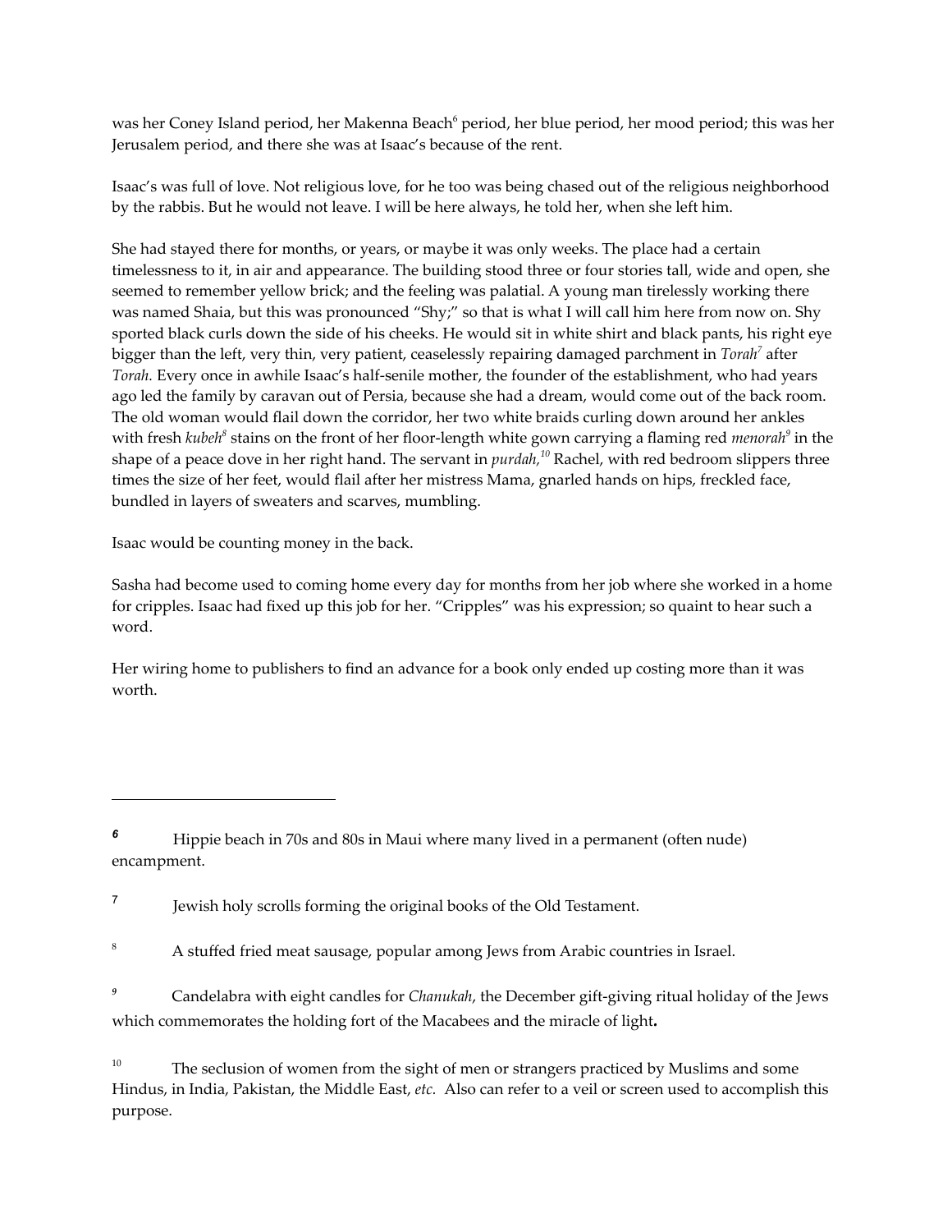was her Coney Island period, her Makenna Beach[6] period, her blue period, her mood period; this was her Jerusalem period, and there she was at Isaac's because of the rent.

Isaac's was full of love. Not religious love, for he too was being chased out of the religious neighborhood by the rabbis. But he would not leave. I will be here always, he told her, when she left him.

She had stayed there for months, or years, or maybe it was only weeks. The place had a certain timelessness to it, in air and appearance. The building stood three or four stories tall, wide and open, she seemed to remember yellow brick; and the feeling was palatial. A young man tirelessly working there was named Shaia, but this was pronounced "Shy;" so that is what I will call him here from now on. Shy sported black curls down the side of his cheeks. He would sit in white shirt and black pants, his right eye bigger than the left, very thin, very patient, ceaselessly repairing damaged parchment in *Torah*[7] after *Torah.* Every once in awhile Isaac's half-senile mother, the founder of the establishment, who had years ago led the family by caravan out of Persia, because she had a dream, would come out of the back room. The old woman would flail down the corridor, her two white braids curling down around her ankles with fresh *kubeh*[8] stains on the front of her floor-length white gown carrying a flaming red *menorah*[9] in the shape of a peace dove in her right hand. The servant in *purdah,*[10] Rachel, with red bedroom slippers three times the size of her feet, would flail after her mistress Mama, gnarled hands on hips, freckled face, bundled in layers of sweaters and scarves, mumbling.

Isaac would be counting money in the back.

Sasha had become used to coming home every day for months from her job where she worked in a home for cripples. Isaac had fixed up this job for her. "Cripples" was his expression; so quaint to hear such a word.

Her wiring home to publishers to find an advance for a book only ended up costing more than it was worth.

---

[6] Hippie beach in 70s and 80s in Maui where many lived in a permanent (often nude) encampment.

[7] Jewish holy scrolls forming the original books of the Old Testament.

[8] A stuffed fried meat sausage, popular among Jews from Arabic countries in Israel.

[9] Candelabra with eight candles for *Chanukah*, the December gift-giving ritual holiday of the Jews which commemorates the holding fort of the Macabees and the miracle of light**.**

[10] The seclusion of women from the sight of men or strangers practiced by Muslims and some Hindus, in India, Pakistan, the Middle East, *etc.* Also can refer to a veil or screen used to accomplish this purpose.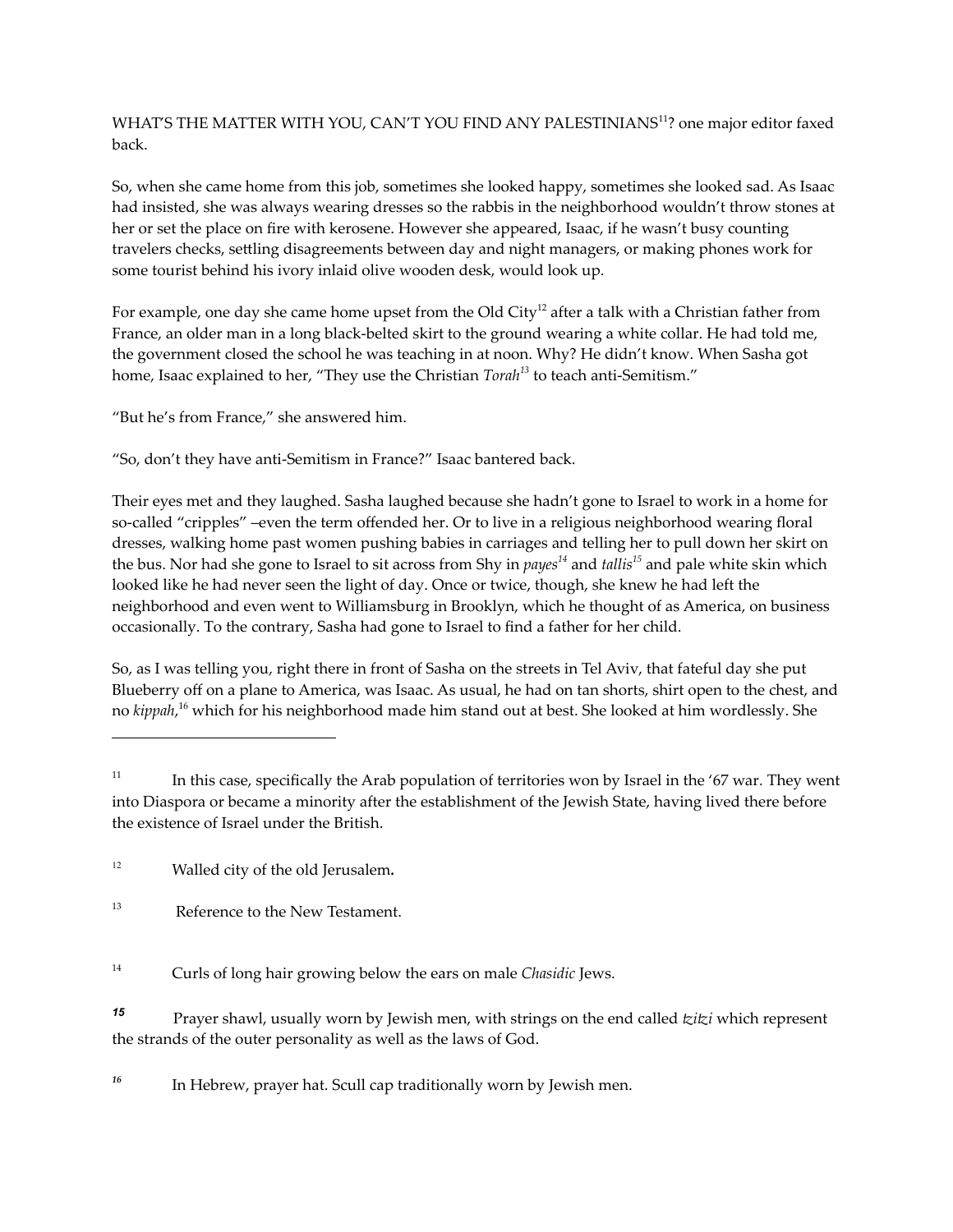WHAT'S THE MATTER WITH YOU, CAN'T YOU FIND ANY PALESTINIANS[11]? one major editor faxed back.

So, when she came home from this job, sometimes she looked happy, sometimes she looked sad. As Isaac had insisted, she was always wearing dresses so the rabbis in the neighborhood wouldn't throw stones at her or set the place on fire with kerosene. However she appeared, Isaac, if he wasn't busy counting travelers checks, settling disagreements between day and night managers, or making phones work for some tourist behind his ivory inlaid olive wooden desk, would look up.

For example, one day she came home upset from the Old City[12] after a talk with a Christian father from France, an older man in a long black-belted skirt to the ground wearing a white collar. He had told me, the government closed the school he was teaching in at noon. Why? He didn't know. When Sasha got home, Isaac explained to her, "They use the Christian *Torah*[13] to teach anti-Semitism."

"But he's from France," she answered him.

"So, don't they have anti-Semitism in France?" Isaac bantered back.

Their eyes met and they laughed. Sasha laughed because she hadn't gone to Israel to work in a home for so-called "cripples" –even the term offended her. Or to live in a religious neighborhood wearing floral dresses, walking home past women pushing babies in carriages and telling her to pull down her skirt on the bus. Nor had she gone to Israel to sit across from Shy in *payes*[14] and *tallis*[15] and pale white skin which looked like he had never seen the light of day. Once or twice, though, she knew he had left the neighborhood and even went to Williamsburg in Brooklyn, which he thought of as America, on business occasionally. To the contrary, Sasha had gone to Israel to find a father for her child.

So, as I was telling you, right there in front of Sasha on the streets in Tel Aviv, that fateful day she put Blueberry off on a plane to America, was Isaac. As usual, he had on tan shorts, shirt open to the chest, and no *kippah*,[16] which for his neighborhood made him stand out at best. She looked at him wordlessly. She

---

[11] In this case, specifically the Arab population of territories won by Israel in the '67 war. They went into Diaspora or became a minority after the establishment of the Jewish State, having lived there before the existence of Israel under the British.

[12] Walled city of the old Jerusalem**.**

[13] Reference to the New Testament.

[14] Curls of long hair growing below the ears on male *Chasidic* Jews.

[15] Prayer shawl, usually worn by Jewish men, with strings on the end called *tzitzi* which represent the strands of the outer personality as well as the laws of God.

[16] In Hebrew, prayer hat. Scull cap traditionally worn by Jewish men.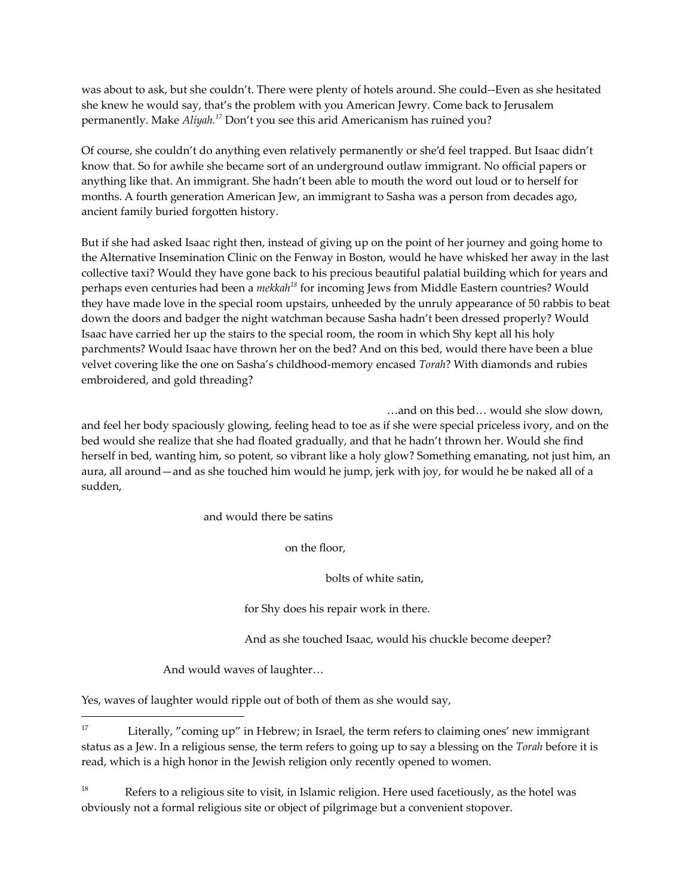was about to ask, but she couldn't. There were plenty of hotels around. She could--Even as she hesitated she knew he would say, that's the problem with you American Jewry. Come back to Jerusalem permanently. Make *Aliyah.*[17] Don't you see this arid Americanism has ruined you?

Of course, she couldn't do anything even relatively permanently or she'd feel trapped. But Isaac didn't know that. So for awhile she became sort of an underground outlaw immigrant. No official papers or anything like that. An immigrant. She hadn't been able to mouth the word out loud or to herself for months. A fourth generation American Jew, an immigrant to Sasha was a person from decades ago, ancient family buried forgotten history.

But if she had asked Isaac right then, instead of giving up on the point of her journey and going home to the Alternative Insemination Clinic on the Fenway in Boston, would he have whisked her away in the last collective taxi? Would they have gone back to his precious beautiful palatial building which for years and perhaps even centuries had been a *mekkah*[18] for incoming Jews from Middle Eastern countries? Would they have made love in the special room upstairs, unheeded by the unruly appearance of 50 rabbis to beat down the doors and badger the night watchman because Sasha hadn't been dressed properly? Would Isaac have carried her up the stairs to the special room, the room in which Shy kept all his holy parchments? Would Isaac have thrown her on the bed? And on this bed, would there have been a blue velvet covering like the one on Sasha's childhood-memory encased *Torah*? With diamonds and rubies embroidered, and gold threading?

…and on this bed… would she slow down, and feel her body spaciously glowing, feeling head to toe as if she were special priceless ivory, and on the bed would she realize that she had floated gradually, and that he hadn't thrown her. Would she find herself in bed, wanting him, so potent, so vibrant like a holy glow? Something emanating, not just him, an aura, all around—and as she touched him would he jump, jerk with joy, for would he be naked all of a sudden,

and would there be satins

on the floor,

bolts of white satin,

for Shy does his repair work in there.

And as she touched Isaac, would his chuckle become deeper?

And would waves of laughter…

Yes, waves of laughter would ripple out of both of them as she would say,

---

[17] Literally, "coming up" in Hebrew; in Israel, the term refers to claiming ones' new immigrant status as a Jew. In a religious sense, the term refers to going up to say a blessing on the *Torah* before it is read, which is a high honor in the Jewish religion only recently opened to women.

[18] Refers to a religious site to visit, in Islamic religion. Here used facetiously, as the hotel was obviously not a formal religious site or object of pilgrimage but a convenient stopover.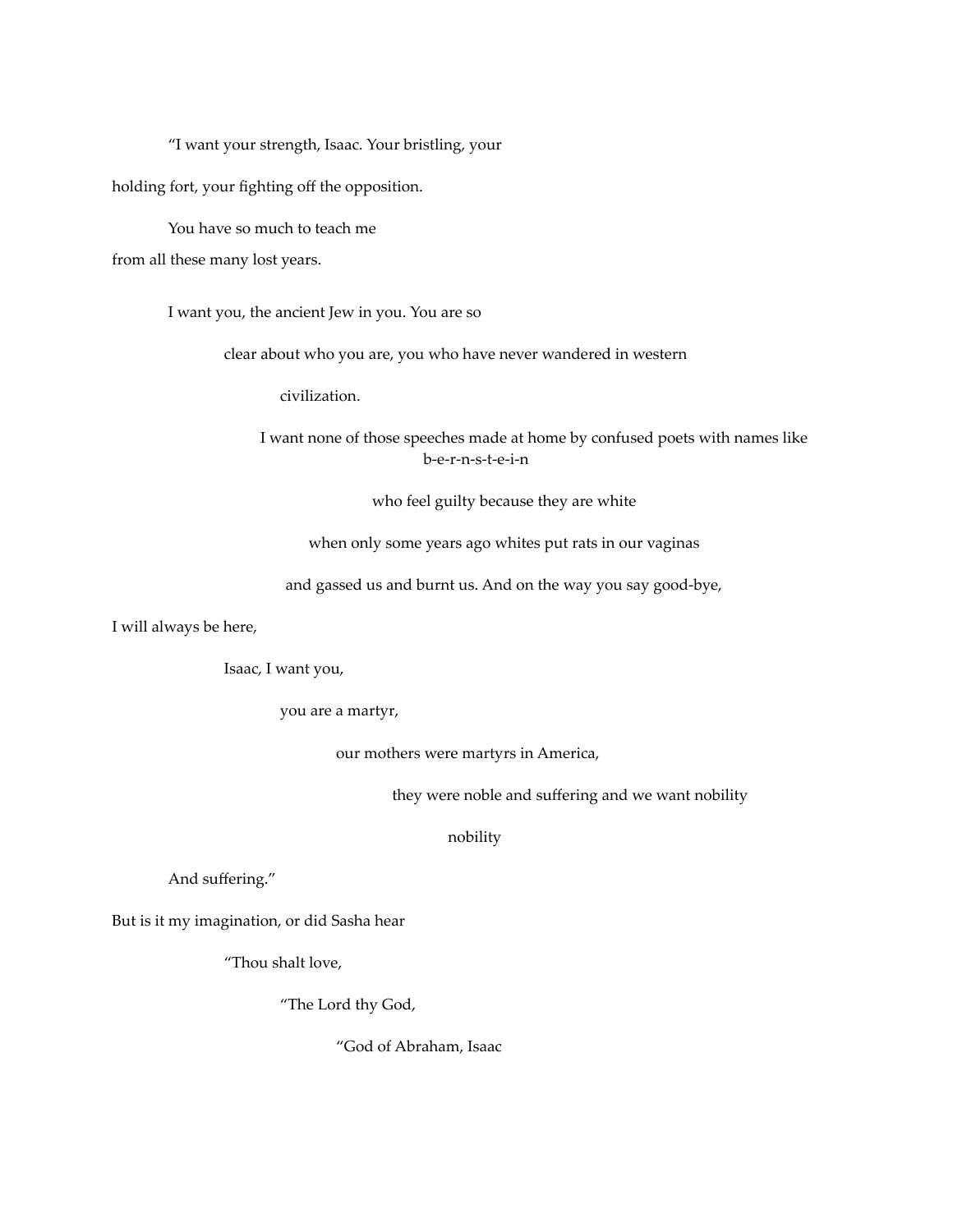"I want your strength, Isaac. Your bristling, your

holding fort, your fighting off the opposition.

You have so much to teach me
from all these many lost years.

I want you, the ancient Jew in you. You are so

clear about who you are, you who have never wandered in western

civilization.

I want none of those speeches made at home by confused poets with names like
b-e-r-n-s-t-e-i-n

who feel guilty because they are white

when only some years ago whites put rats in our vaginas

and gassed us and burnt us. And on the way you say good-bye,

I will always be here,

Isaac, I want you,

you are a martyr,

our mothers were martyrs in America,

they were noble and suffering and we want nobility

nobility

And suffering."

But is it my imagination, or did Sasha hear

"Thou shalt love,

"The Lord thy God,

"God of Abraham, Isaac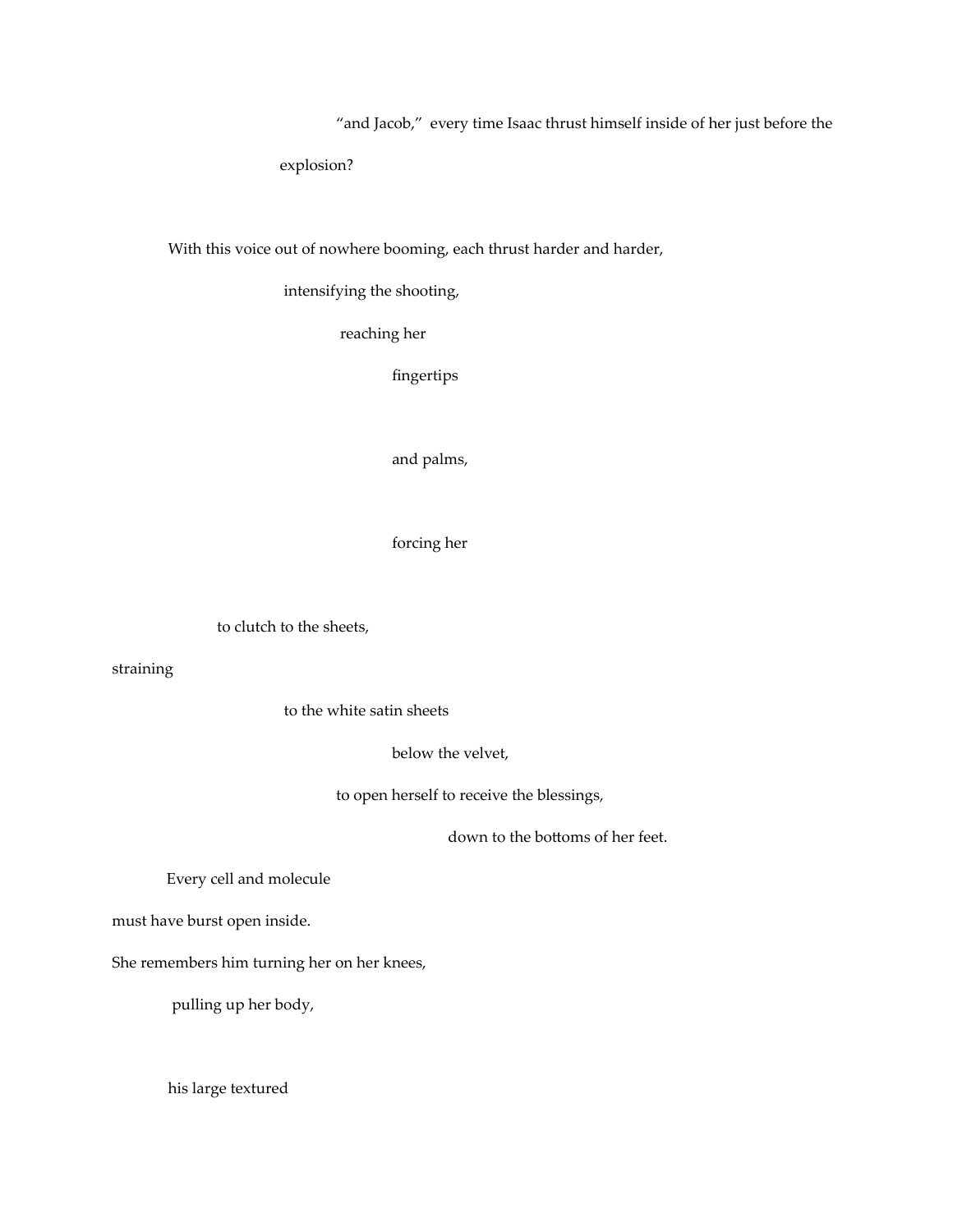"and Jacob," every time Isaac thrust himself inside of her just before the

explosion?

With this voice out of nowhere booming, each thrust harder and harder,

intensifying the shooting,

reaching her

fingertips

and palms,

forcing her

to clutch to the sheets,

straining

to the white satin sheets

below the velvet,

to open herself to receive the blessings,

down to the bottoms of her feet.

Every cell and molecule

must have burst open inside.

She remembers him turning her on her knees,

pulling up her body,

his large textured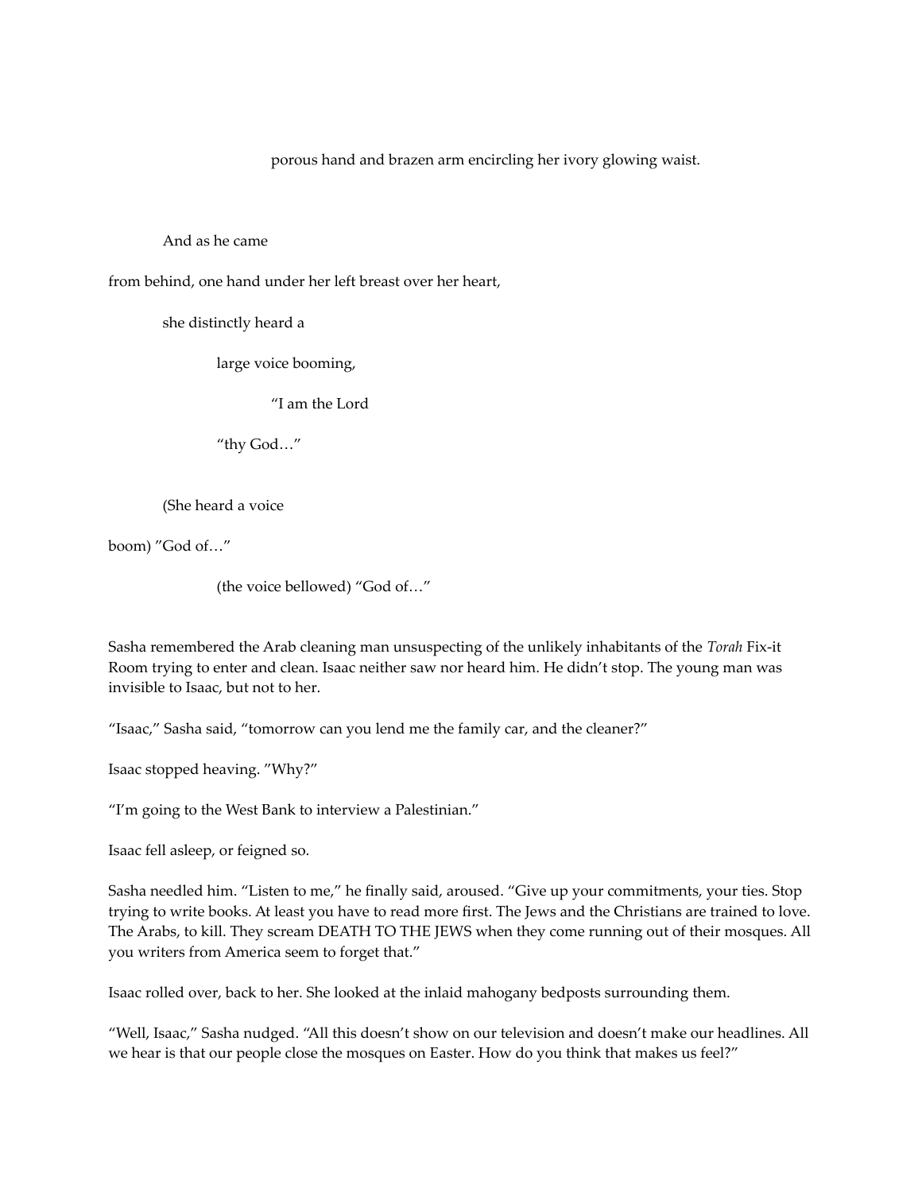porous hand and brazen arm encircling her ivory glowing waist.

And as he came

from behind, one hand under her left breast over her heart,

she distinctly heard a

large voice booming,

"I am the Lord

"thy God…"

(She heard a voice

boom) "God of…"

(the voice bellowed) "God of…"

Sasha remembered the Arab cleaning man unsuspecting of the unlikely inhabitants of the *Torah* Fix-it Room trying to enter and clean. Isaac neither saw nor heard him. He didn't stop. The young man was invisible to Isaac, but not to her.

"Isaac," Sasha said, "tomorrow can you lend me the family car, and the cleaner?"

Isaac stopped heaving. "Why?"

"I'm going to the West Bank to interview a Palestinian."

Isaac fell asleep, or feigned so.

Sasha needled him. "Listen to me," he finally said, aroused. "Give up your commitments, your ties. Stop trying to write books. At least you have to read more first. The Jews and the Christians are trained to love. The Arabs, to kill. They scream DEATH TO THE JEWS when they come running out of their mosques. All you writers from America seem to forget that."

Isaac rolled over, back to her. She looked at the inlaid mahogany bedposts surrounding them.

"Well, Isaac," Sasha nudged. "All this doesn't show on our television and doesn't make our headlines. All we hear is that our people close the mosques on Easter. How do you think that makes us feel?"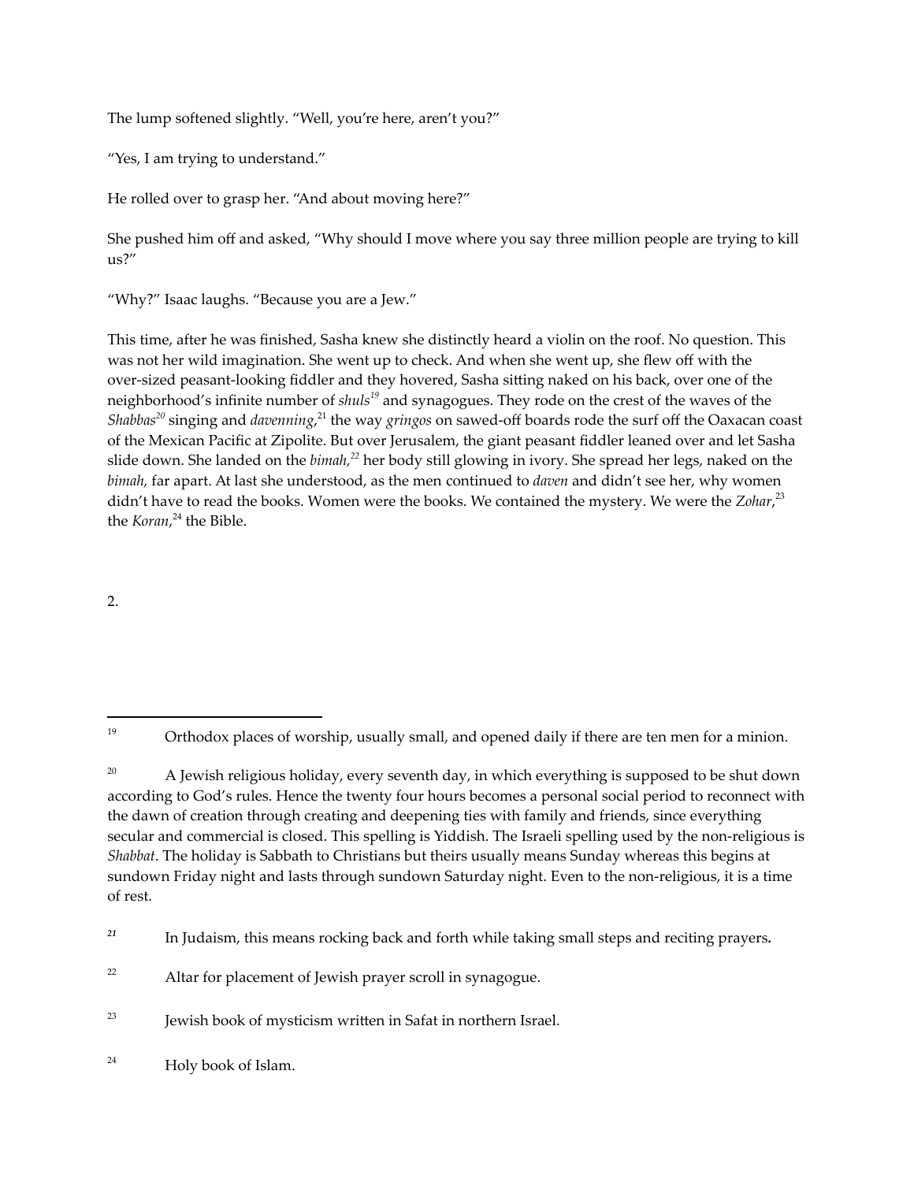The lump softened slightly. “Well, you’re here, aren’t you?”

“Yes, I am trying to understand.”

He rolled over to grasp her. “And about moving here?”

She pushed him off and asked, “Why should I move where you say three million people are trying to kill us?”

“Why?” Isaac laughs. “Because you are a Jew.”

This time, after he was finished, Sasha knew she distinctly heard a violin on the roof. No question. This was not her wild imagination. She went up to check. And when she went up, she flew off with the over-sized peasant-looking fiddler and they hovered, Sasha sitting naked on his back, over one of the neighborhood’s infinite number of *shuls*[19] and synagogues. They rode on the crest of the waves of the *Shabbas*[20] singing and *davenning*,[21] the way *gringos* on sawed-off boards rode the surf off the Oaxacan coast of the Mexican Pacific at Zipolite. But over Jerusalem, the giant peasant fiddler leaned over and let Sasha slide down. She landed on the *bimah*,[22] her body still glowing in ivory. She spread her legs, naked on the *bimah*, far apart. At last she understood, as the men continued to *daven* and didn’t see her, why women didn’t have to read the books. Women were the books. We contained the mystery. We were the *Zohar*,[23] the *Koran*,[24] the Bible.

2.

---

[19] Orthodox places of worship, usually small, and opened daily if there are ten men for a minion.

[20] A Jewish religious holiday, every seventh day, in which everything is supposed to be shut down according to God’s rules. Hence the twenty four hours becomes a personal social period to reconnect with the dawn of creation through creating and deepening ties with family and friends, since everything secular and commercial is closed. This spelling is Yiddish. The Israeli spelling used by the non-religious is *Shabbat*. The holiday is Sabbath to Christians but theirs usually means Sunday whereas this begins at sundown Friday night and lasts through sundown Saturday night. Even to the non-religious, it is a time of rest.

[21] In Judaism, this means rocking back and forth while taking small steps and reciting prayers.

[22] Altar for placement of Jewish prayer scroll in synagogue.

[23] Jewish book of mysticism written in Safat in northern Israel.

[24] Holy book of Islam.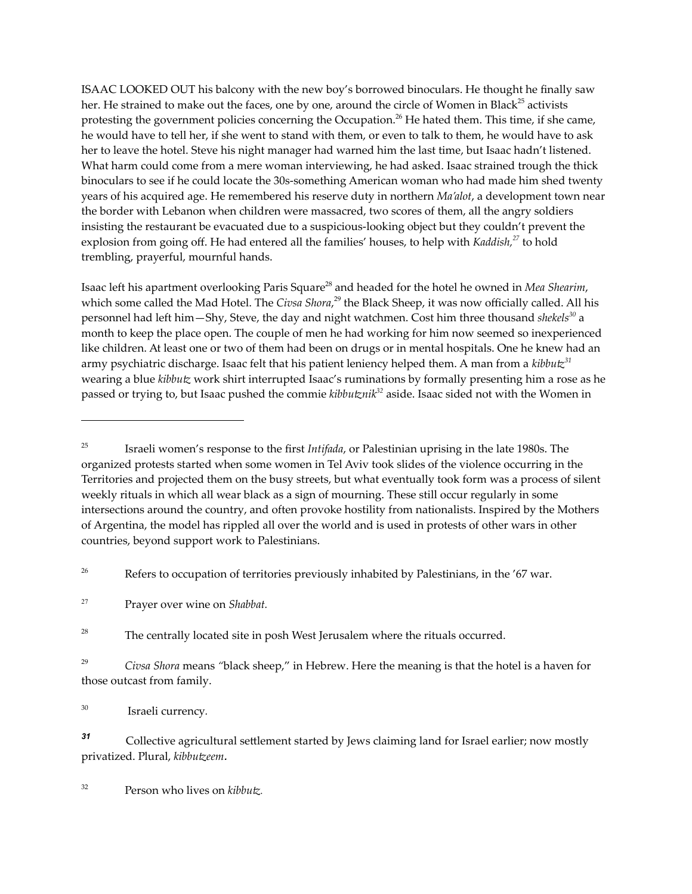ISAAC LOOKED OUT his balcony with the new boy's borrowed binoculars. He thought he finally saw her. He strained to make out the faces, one by one, around the circle of Women in Black[25] activists protesting the government policies concerning the Occupation.[26] He hated them. This time, if she came, he would have to tell her, if she went to stand with them, or even to talk to them, he would have to ask her to leave the hotel. Steve his night manager had warned him the last time, but Isaac hadn't listened. What harm could come from a mere woman interviewing, he had asked. Isaac strained trough the thick binoculars to see if he could locate the 30s-something American woman who had made him shed twenty years of his acquired age. He remembered his reserve duty in northern *Ma'alot*, a development town near the border with Lebanon when children were massacred, two scores of them, all the angry soldiers insisting the restaurant be evacuated due to a suspicious-looking object but they couldn't prevent the explosion from going off. He had entered all the families' houses, to help with *Kaddish,*[27] to hold trembling, prayerful, mournful hands.

Isaac left his apartment overlooking Paris Square[28] and headed for the hotel he owned in *Mea Shearim*, which some called the Mad Hotel. The *Civsa Shora*,[29] the Black Sheep, it was now officially called. All his personnel had left him—Shy, Steve, the day and night watchmen. Cost him three thousand *shekels*[30] a month to keep the place open. The couple of men he had working for him now seemed so inexperienced like children. At least one or two of them had been on drugs or in mental hospitals. One he knew had an army psychiatric discharge. Isaac felt that his patient leniency helped them. A man from a *kibbutz*[31] wearing a blue *kibbutz* work shirt interrupted Isaac's ruminations by formally presenting him a rose as he passed or trying to, but Isaac pushed the commie *kibbutznik*[32] aside. Isaac sided not with the Women in

---

[25] Israeli women's response to the first *Intifada*, or Palestinian uprising in the late 1980s. The organized protests started when some women in Tel Aviv took slides of the violence occurring in the Territories and projected them on the busy streets, but what eventually took form was a process of silent weekly rituals in which all wear black as a sign of mourning. These still occur regularly in some intersections around the country, and often provoke hostility from nationalists. Inspired by the Mothers of Argentina, the model has rippled all over the world and is used in protests of other wars in other countries, beyond support work to Palestinians.

[26] Refers to occupation of territories previously inhabited by Palestinians, in the '67 war.

[27] Prayer over wine on *Shabbat.*

[28] The centrally located site in posh West Jerusalem where the rituals occurred.

[29] *Civsa Shora* means "black sheep," in Hebrew. Here the meaning is that the hotel is a haven for those outcast from family.

[30] Israeli currency.

[31] Collective agricultural settlement started by Jews claiming land for Israel earlier; now mostly privatized. Plural, *kibbutzeem*.

[32] Person who lives on *kibbutz.*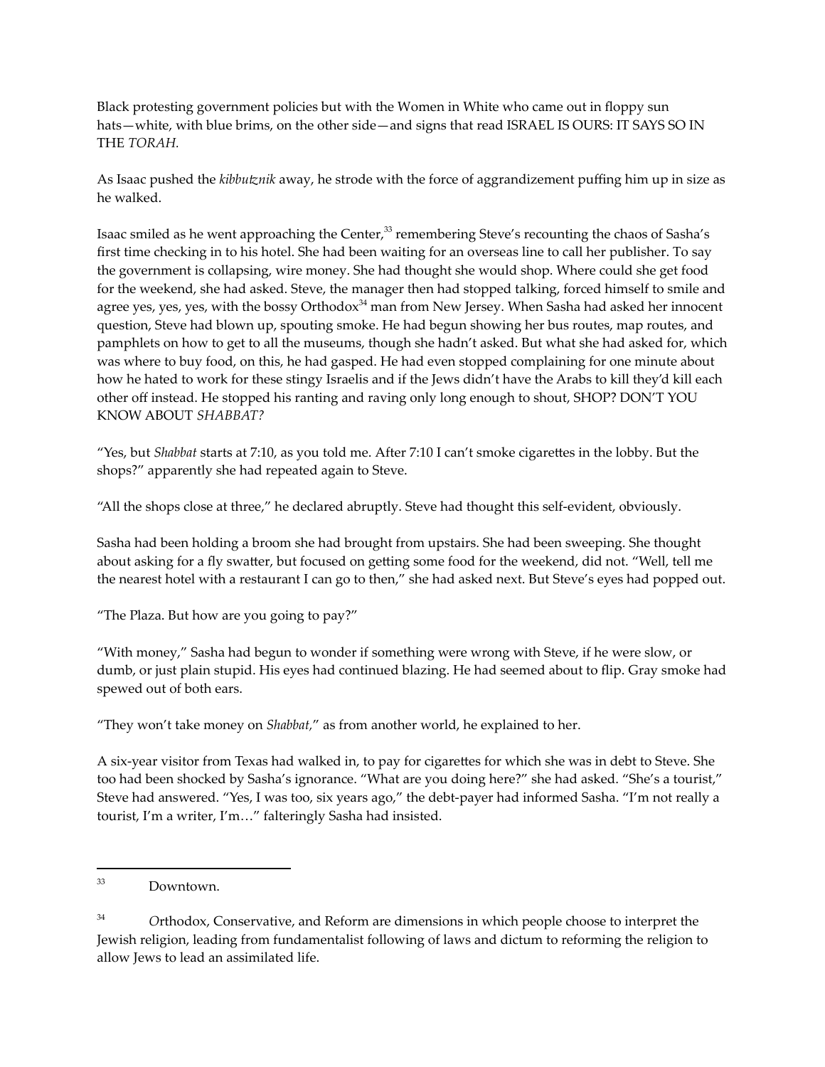Black protesting government policies but with the Women in White who came out in floppy sun hats—white, with blue brims, on the other side—and signs that read ISRAEL IS OURS: IT SAYS SO IN THE *TORAH.*

As Isaac pushed the *kibbutznik* away, he strode with the force of aggrandizement puffing him up in size as he walked.

Isaac smiled as he went approaching the Center,[33] remembering Steve's recounting the chaos of Sasha's first time checking in to his hotel. She had been waiting for an overseas line to call her publisher. To say the government is collapsing, wire money. She had thought she would shop. Where could she get food for the weekend, she had asked. Steve, the manager then had stopped talking, forced himself to smile and agree yes, yes, yes, with the bossy Orthodox[34] man from New Jersey. When Sasha had asked her innocent question, Steve had blown up, spouting smoke. He had begun showing her bus routes, map routes, and pamphlets on how to get to all the museums, though she hadn't asked. But what she had asked for, which was where to buy food, on this, he had gasped. He had even stopped complaining for one minute about how he hated to work for these stingy Israelis and if the Jews didn't have the Arabs to kill they'd kill each other off instead. He stopped his ranting and raving only long enough to shout, SHOP? DON'T YOU KNOW ABOUT *SHABBAT?*

"Yes, but *Shabbat* starts at 7:10, as you told me. After 7:10 I can't smoke cigarettes in the lobby. But the shops?" apparently she had repeated again to Steve.

"All the shops close at three," he declared abruptly. Steve had thought this self-evident, obviously.

Sasha had been holding a broom she had brought from upstairs. She had been sweeping. She thought about asking for a fly swatter, but focused on getting some food for the weekend, did not. "Well, tell me the nearest hotel with a restaurant I can go to then," she had asked next. But Steve's eyes had popped out.

"The Plaza. But how are you going to pay?"

"With money," Sasha had begun to wonder if something were wrong with Steve, if he were slow, or dumb, or just plain stupid. His eyes had continued blazing. He had seemed about to flip. Gray smoke had spewed out of both ears.

"They won't take money on *Shabbat,*" as from another world, he explained to her.

A six-year visitor from Texas had walked in, to pay for cigarettes for which she was in debt to Steve. She too had been shocked by Sasha's ignorance. "What are you doing here?" she had asked. "She's a tourist," Steve had answered. "Yes, I was too, six years ago," the debt-payer had informed Sasha. "I'm not really a tourist, I'm a writer, I'm…" falteringly Sasha had insisted.

---

[33] Downtown.

[34] *O*rthodox, Conservative, and Reform are dimensions in which people choose to interpret the Jewish religion, leading from fundamentalist following of laws and dictum to reforming the religion to allow Jews to lead an assimilated life.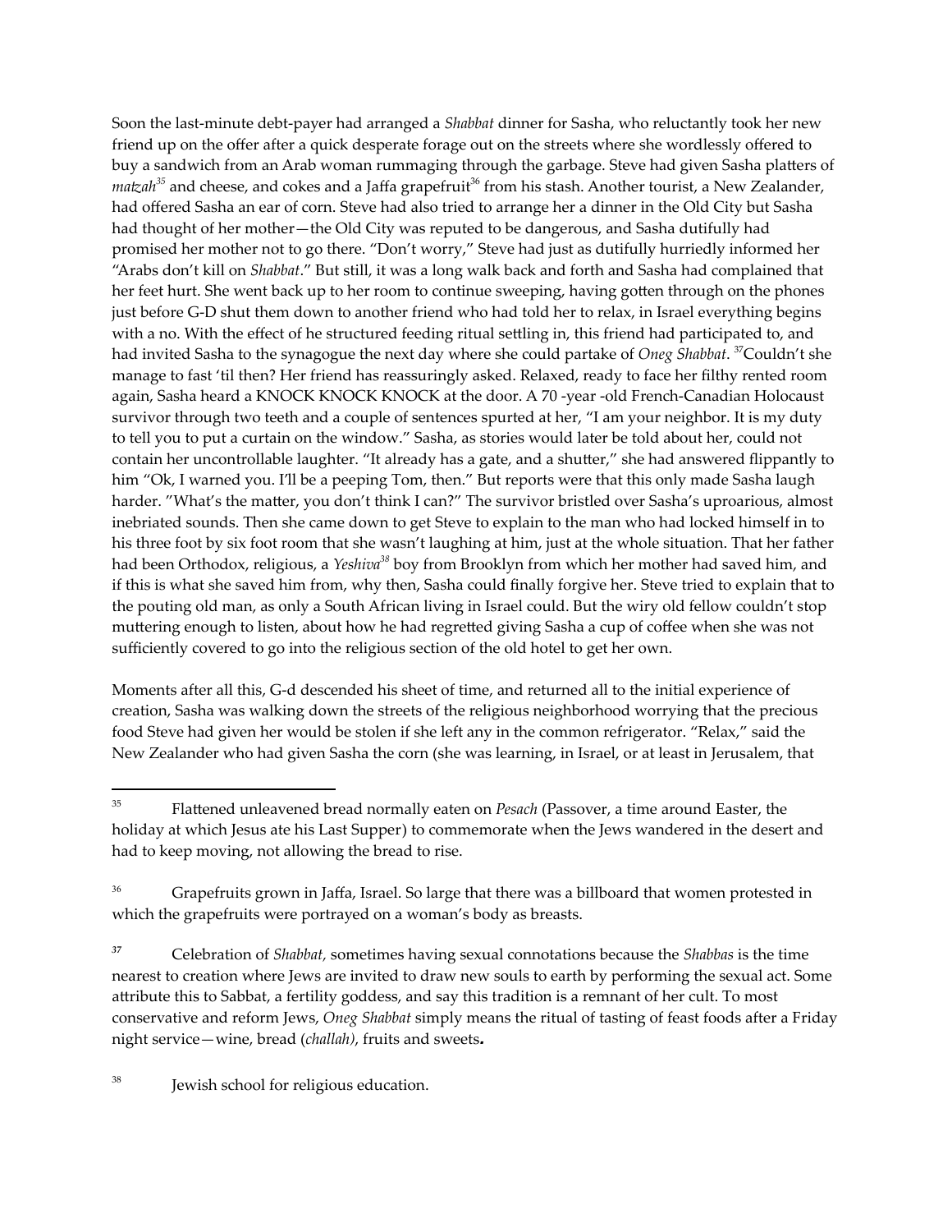Soon the last-minute debt-payer had arranged a *Shabbat* dinner for Sasha, who reluctantly took her new friend up on the offer after a quick desperate forage out on the streets where she wordlessly offered to buy a sandwich from an Arab woman rummaging through the garbage. Steve had given Sasha platters of *matzah*[35] and cheese, and cokes and a Jaffa grapefruit[36] from his stash. Another tourist, a New Zealander, had offered Sasha an ear of corn. Steve had also tried to arrange her a dinner in the Old City but Sasha had thought of her mother—the Old City was reputed to be dangerous, and Sasha dutifully had promised her mother not to go there. "Don't worry," Steve had just as dutifully hurriedly informed her "Arabs don't kill on *Shabbat*." But still, it was a long walk back and forth and Sasha had complained that her feet hurt. She went back up to her room to continue sweeping, having gotten through on the phones just before G-D shut them down to another friend who had told her to relax, in Israel everything begins with a no. With the effect of he structured feeding ritual settling in, this friend had participated to, and had invited Sasha to the synagogue the next day where she could partake of *Oneg Shabbat*. [37]Couldn't she manage to fast 'til then? Her friend has reassuringly asked. Relaxed, ready to face her filthy rented room again, Sasha heard a KNOCK KNOCK KNOCK at the door. A 70 -year -old French-Canadian Holocaust survivor through two teeth and a couple of sentences spurted at her, "I am your neighbor. It is my duty to tell you to put a curtain on the window." Sasha, as stories would later be told about her, could not contain her uncontrollable laughter. "It already has a gate, and a shutter," she had answered flippantly to him "Ok, I warned you. I'll be a peeping Tom, then." But reports were that this only made Sasha laugh harder. "What's the matter, you don't think I can?" The survivor bristled over Sasha's uproarious, almost inebriated sounds. Then she came down to get Steve to explain to the man who had locked himself in to his three foot by six foot room that she wasn't laughing at him, just at the whole situation. That her father had been Orthodox, religious, a *Yeshiva*[38] boy from Brooklyn from which her mother had saved him, and if this is what she saved him from, why then, Sasha could finally forgive her. Steve tried to explain that to the pouting old man, as only a South African living in Israel could. But the wiry old fellow couldn't stop muttering enough to listen, about how he had regretted giving Sasha a cup of coffee when she was not sufficiently covered to go into the religious section of the old hotel to get her own.

Moments after all this, G-d descended his sheet of time, and returned all to the initial experience of creation, Sasha was walking down the streets of the religious neighborhood worrying that the precious food Steve had given her would be stolen if she left any in the common refrigerator. "Relax," said the New Zealander who had given Sasha the corn (she was learning, in Israel, or at least in Jerusalem, that

---

[35] Flattened unleavened bread normally eaten on *Pesach* (Passover, a time around Easter, the holiday at which Jesus ate his Last Supper) to commemorate when the Jews wandered in the desert and had to keep moving, not allowing the bread to rise.

[36] Grapefruits grown in Jaffa, Israel. So large that there was a billboard that women protested in which the grapefruits were portrayed on a woman's body as breasts.

[37] Celebration of *Shabbat,* sometimes having sexual connotations because the *Shabbas* is the time nearest to creation where Jews are invited to draw new souls to earth by performing the sexual act. Some attribute this to Sabbat, a fertility goddess, and say this tradition is a remnant of her cult. To most conservative and reform Jews, *Oneg Shabbat* simply means the ritual of tasting of feast foods after a Friday night service—wine, bread (*challah)*, fruits and sweets**.**

[38] Jewish school for religious education.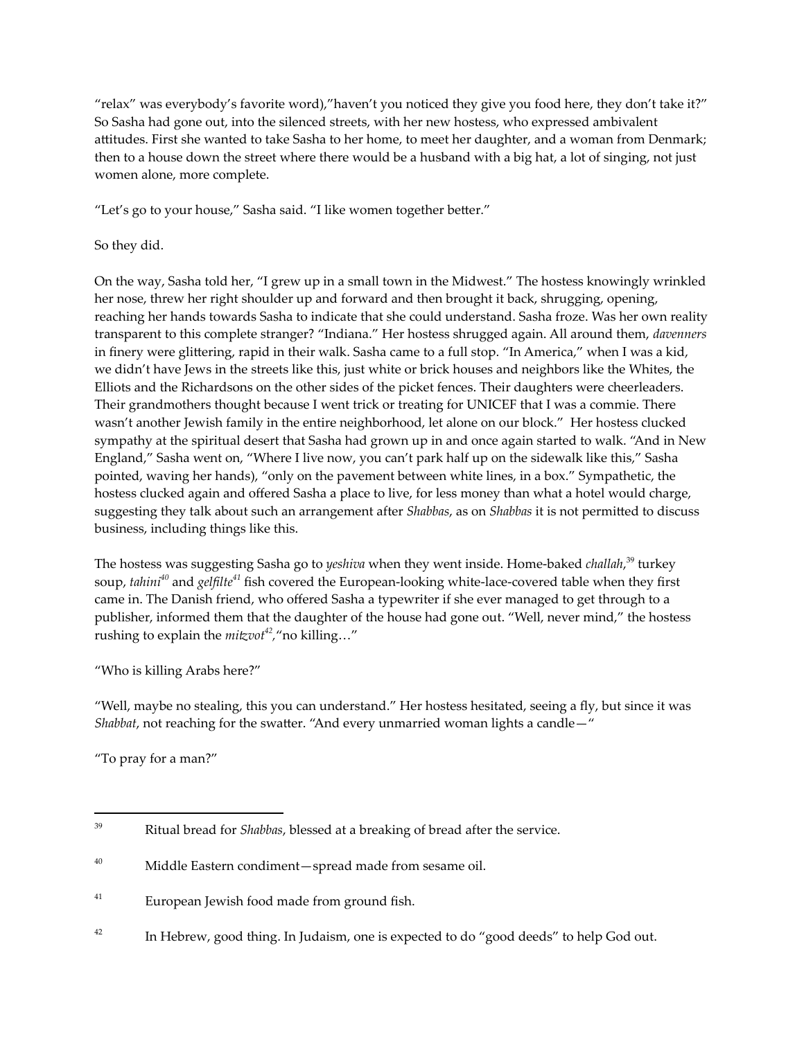"relax" was everybody's favorite word),"haven't you noticed they give you food here, they don't take it?" So Sasha had gone out, into the silenced streets, with her new hostess, who expressed ambivalent attitudes. First she wanted to take Sasha to her home, to meet her daughter, and a woman from Denmark; then to a house down the street where there would be a husband with a big hat, a lot of singing, not just women alone, more complete.

"Let's go to your house," Sasha said. "I like women together better."

So they did.

On the way, Sasha told her, "I grew up in a small town in the Midwest." The hostess knowingly wrinkled her nose, threw her right shoulder up and forward and then brought it back, shrugging, opening, reaching her hands towards Sasha to indicate that she could understand. Sasha froze. Was her own reality transparent to this complete stranger? "Indiana." Her hostess shrugged again. All around them, *davenners* in finery were glittering, rapid in their walk. Sasha came to a full stop. "In America," when I was a kid, we didn't have Jews in the streets like this, just white or brick houses and neighbors like the Whites, the Elliots and the Richardsons on the other sides of the picket fences. Their daughters were cheerleaders. Their grandmothers thought because I went trick or treating for UNICEF that I was a commie. There wasn't another Jewish family in the entire neighborhood, let alone on our block." Her hostess clucked sympathy at the spiritual desert that Sasha had grown up in and once again started to walk. "And in New England," Sasha went on, "Where I live now, you can't park half up on the sidewalk like this," Sasha pointed, waving her hands), "only on the pavement between white lines, in a box." Sympathetic, the hostess clucked again and offered Sasha a place to live, for less money than what a hotel would charge, suggesting they talk about such an arrangement after *Shabbas*, as on *Shabbas* it is not permitted to discuss business, including things like this.

The hostess was suggesting Sasha go to *yeshiva* when they went inside. Home-baked *challah*,[39] turkey soup, *tahini*[40] and *gelfilte*[41] fish covered the European-looking white-lace-covered table when they first came in. The Danish friend, who offered Sasha a typewriter if she ever managed to get through to a publisher, informed them that the daughter of the house had gone out. "Well, never mind," the hostess rushing to explain the *mitzvot*[42],"no killing…"

"Who is killing Arabs here?"

"Well, maybe no stealing, this you can understand." Her hostess hesitated, seeing a fly, but since it was *Shabbat*, not reaching for the swatter. "And every unmarried woman lights a candle—"

"To pray for a man?"

---

[39] Ritual bread for *Shabbas*, blessed at a breaking of bread after the service.

[40] Middle Eastern condiment—spread made from sesame oil.

[41] European Jewish food made from ground fish.

[42] In Hebrew, good thing. In Judaism, one is expected to do "good deeds" to help God out.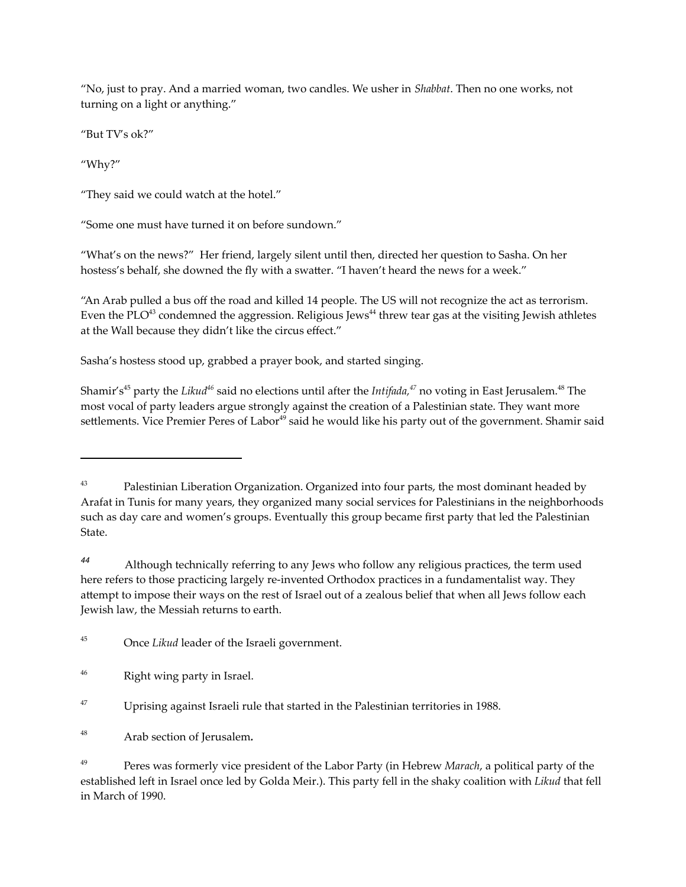"No, just to pray. And a married woman, two candles. We usher in *Shabbat*. Then no one works, not turning on a light or anything."

"But TV's ok?"

"Why?"

"They said we could watch at the hotel."

"Some one must have turned it on before sundown."

"What's on the news?" Her friend, largely silent until then, directed her question to Sasha. On her hostess's behalf, she downed the fly with a swatter. "I haven't heard the news for a week."

"An Arab pulled a bus off the road and killed 14 people. The US will not recognize the act as terrorism. Even the PLO[43] condemned the aggression. Religious Jews[44] threw tear gas at the visiting Jewish athletes at the Wall because they didn't like the circus effect."

Sasha's hostess stood up, grabbed a prayer book, and started singing.

Shamir's[45] party the *Likud*[46] said no elections until after the *Intifada*,[47] no voting in East Jerusalem.[48] The most vocal of party leaders argue strongly against the creation of a Palestinian state. They want more settlements. Vice Premier Peres of Labor[49] said he would like his party out of the government. Shamir said

---

[43] Palestinian Liberation Organization. Organized into four parts, the most dominant headed by Arafat in Tunis for many years, they organized many social services for Palestinians in the neighborhoods such as day care and women's groups. Eventually this group became first party that led the Palestinian State.

[44] Although technically referring to any Jews who follow any religious practices, the term used here refers to those practicing largely re-invented Orthodox practices in a fundamentalist way. They attempt to impose their ways on the rest of Israel out of a zealous belief that when all Jews follow each Jewish law, the Messiah returns to earth.

[45] Once *Likud* leader of the Israeli government.

[46] Right wing party in Israel.

[47] Uprising against Israeli rule that started in the Palestinian territories in 1988.

[48] Arab section of Jerusalem**.**

[49] Peres was formerly vice president of the Labor Party (in Hebrew *Marach*, a political party of the established left in Israel once led by Golda Meir.). This party fell in the shaky coalition with *Likud* that fell in March of 1990.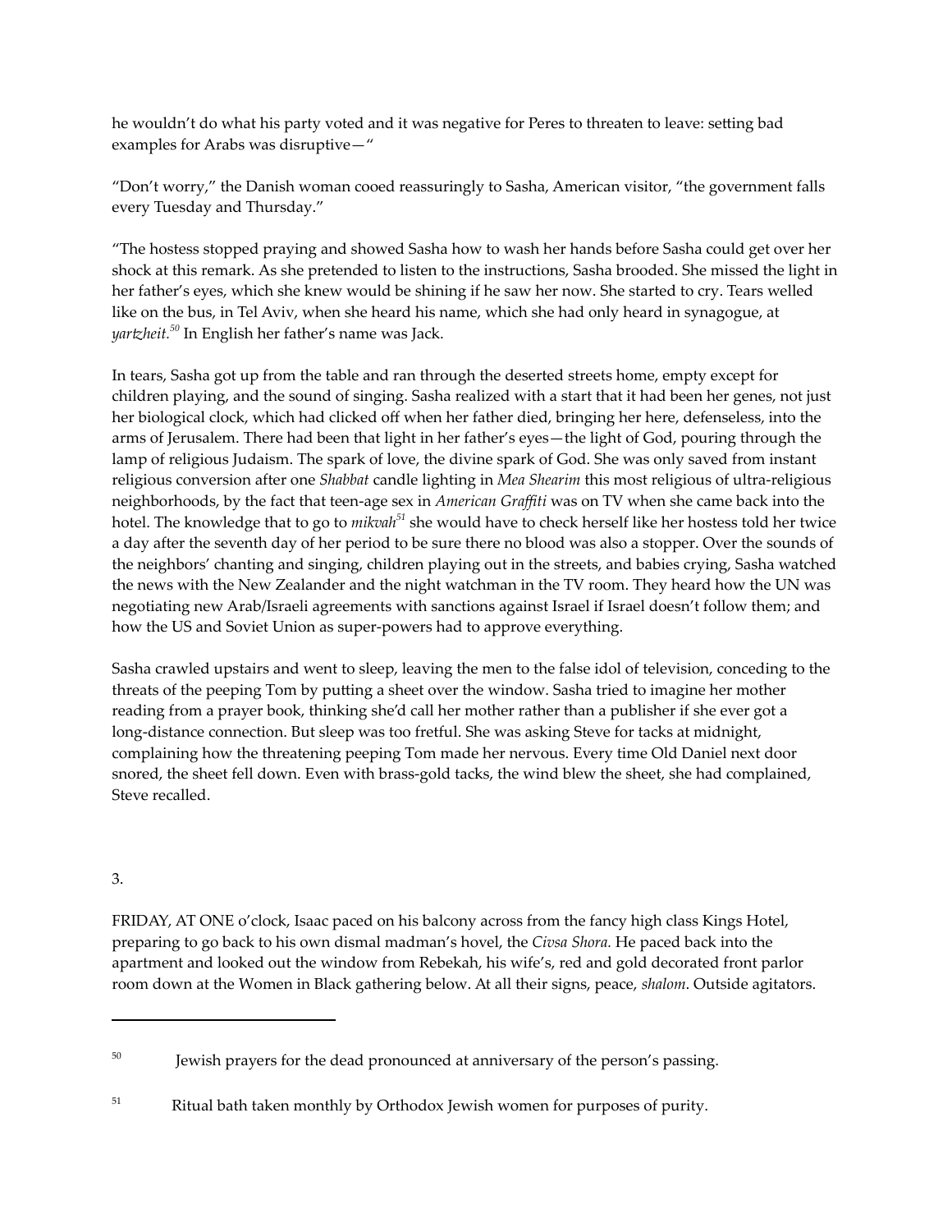he wouldn't do what his party voted and it was negative for Peres to threaten to leave: setting bad examples for Arabs was disruptive—"

"Don't worry," the Danish woman cooed reassuringly to Sasha, American visitor, "the government falls every Tuesday and Thursday."

"The hostess stopped praying and showed Sasha how to wash her hands before Sasha could get over her shock at this remark. As she pretended to listen to the instructions, Sasha brooded. She missed the light in her father's eyes, which she knew would be shining if he saw her now. She started to cry. Tears welled like on the bus, in Tel Aviv, when she heard his name, which she had only heard in synagogue, at *yartzheit*.[50] In English her father's name was Jack.

In tears, Sasha got up from the table and ran through the deserted streets home, empty except for children playing, and the sound of singing. Sasha realized with a start that it had been her genes, not just her biological clock, which had clicked off when her father died, bringing her here, defenseless, into the arms of Jerusalem. There had been that light in her father's eyes—the light of God, pouring through the lamp of religious Judaism. The spark of love, the divine spark of God. She was only saved from instant religious conversion after one *Shabbat* candle lighting in *Mea Shearim* this most religious of ultra-religious neighborhoods, by the fact that teen-age sex in *American Graffiti* was on TV when she came back into the hotel. The knowledge that to go to *mikvah*[51] she would have to check herself like her hostess told her twice a day after the seventh day of her period to be sure there no blood was also a stopper. Over the sounds of the neighbors' chanting and singing, children playing out in the streets, and babies crying, Sasha watched the news with the New Zealander and the night watchman in the TV room. They heard how the UN was negotiating new Arab/Israeli agreements with sanctions against Israel if Israel doesn't follow them; and how the US and Soviet Union as super-powers had to approve everything.

Sasha crawled upstairs and went to sleep, leaving the men to the false idol of television, conceding to the threats of the peeping Tom by putting a sheet over the window. Sasha tried to imagine her mother reading from a prayer book, thinking she'd call her mother rather than a publisher if she ever got a long-distance connection. But sleep was too fretful. She was asking Steve for tacks at midnight, complaining how the threatening peeping Tom made her nervous. Every time Old Daniel next door snored, the sheet fell down. Even with brass-gold tacks, the wind blew the sheet, she had complained, Steve recalled.

3.

FRIDAY, AT ONE o'clock, Isaac paced on his balcony across from the fancy high class Kings Hotel, preparing to go back to his own dismal madman's hovel, the *Civsa Shora.* He paced back into the apartment and looked out the window from Rebekah, his wife's, red and gold decorated front parlor room down at the Women in Black gathering below. At all their signs, peace, *shalom*. Outside agitators.

---

[50] Jewish prayers for the dead pronounced at anniversary of the person's passing.

[51] Ritual bath taken monthly by Orthodox Jewish women for purposes of purity.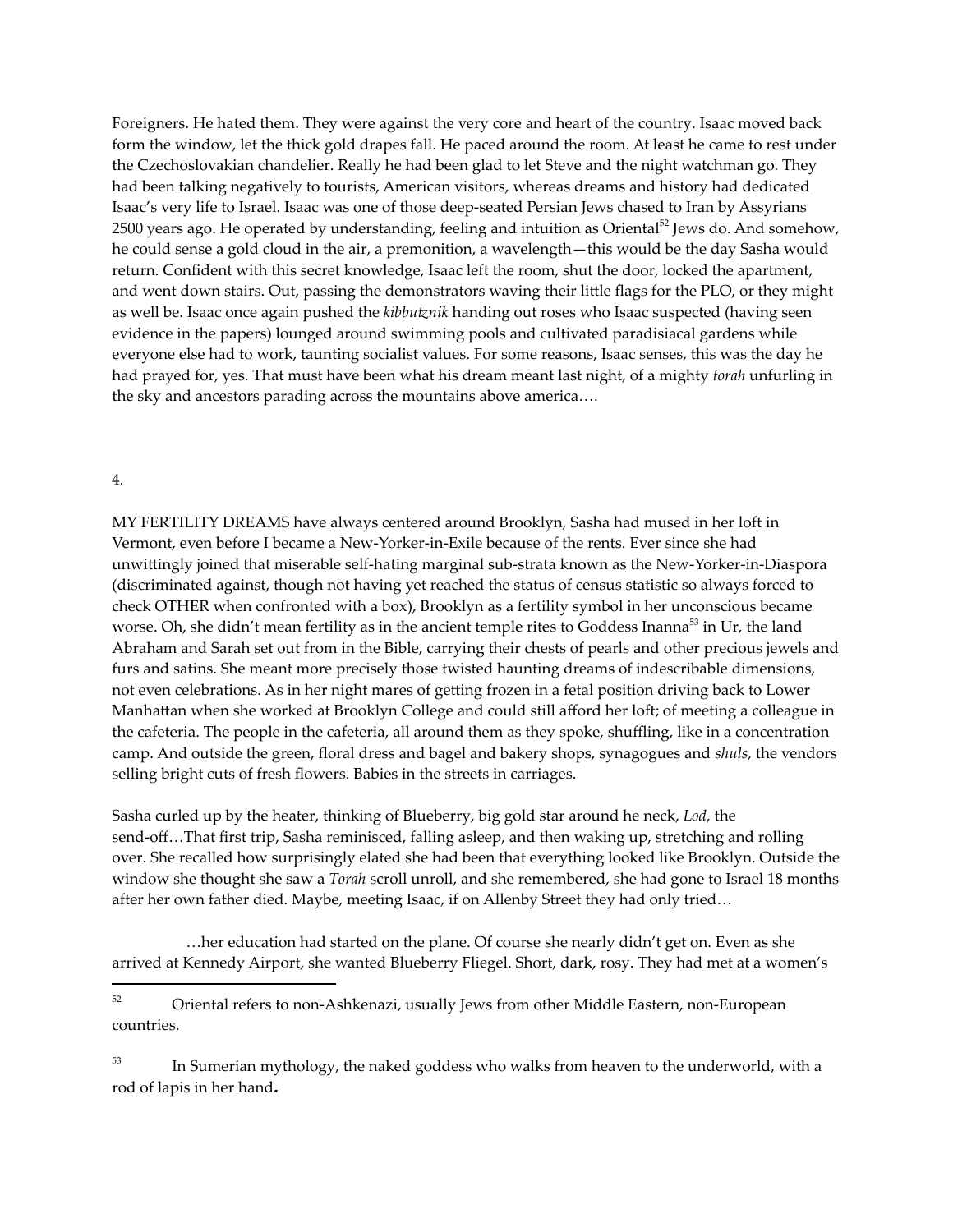Foreigners. He hated them. They were against the very core and heart of the country. Isaac moved back form the window, let the thick gold drapes fall. He paced around the room. At least he came to rest under the Czechoslovakian chandelier. Really he had been glad to let Steve and the night watchman go. They had been talking negatively to tourists, American visitors, whereas dreams and history had dedicated Isaac's very life to Israel. Isaac was one of those deep-seated Persian Jews chased to Iran by Assyrians 2500 years ago. He operated by understanding, feeling and intuition as Oriental[52] Jews do. And somehow, he could sense a gold cloud in the air, a premonition, a wavelength—this would be the day Sasha would return. Confident with this secret knowledge, Isaac left the room, shut the door, locked the apartment, and went down stairs. Out, passing the demonstrators waving their little flags for the PLO, or they might as well be. Isaac once again pushed the *kibbutznik* handing out roses who Isaac suspected (having seen evidence in the papers) lounged around swimming pools and cultivated paradisiacal gardens while everyone else had to work, taunting socialist values. For some reasons, Isaac senses, this was the day he had prayed for, yes. That must have been what his dream meant last night, of a mighty *torah* unfurling in the sky and ancestors parading across the mountains above america….

4.

MY FERTILITY DREAMS have always centered around Brooklyn, Sasha had mused in her loft in Vermont, even before I became a New-Yorker-in-Exile because of the rents. Ever since she had unwittingly joined that miserable self-hating marginal sub-strata known as the New-Yorker-in-Diaspora (discriminated against, though not having yet reached the status of census statistic so always forced to check OTHER when confronted with a box), Brooklyn as a fertility symbol in her unconscious became worse. Oh, she didn't mean fertility as in the ancient temple rites to Goddess Inanna[53] in Ur, the land Abraham and Sarah set out from in the Bible, carrying their chests of pearls and other precious jewels and furs and satins. She meant more precisely those twisted haunting dreams of indescribable dimensions, not even celebrations. As in her night mares of getting frozen in a fetal position driving back to Lower Manhattan when she worked at Brooklyn College and could still afford her loft; of meeting a colleague in the cafeteria. The people in the cafeteria, all around them as they spoke, shuffling, like in a concentration camp. And outside the green, floral dress and bagel and bakery shops, synagogues and *shuls,* the vendors selling bright cuts of fresh flowers. Babies in the streets in carriages.

Sasha curled up by the heater, thinking of Blueberry, big gold star around he neck, *Lod*, the send-off…That first trip, Sasha reminisced, falling asleep, and then waking up, stretching and rolling over. She recalled how surprisingly elated she had been that everything looked like Brooklyn. Outside the window she thought she saw a *Torah* scroll unroll, and she remembered, she had gone to Israel 18 months after her own father died. Maybe, meeting Isaac, if on Allenby Street they had only tried…

…her education had started on the plane. Of course she nearly didn't get on. Even as she arrived at Kennedy Airport, she wanted Blueberry Fliegel. Short, dark, rosy. They had met at a women's

---

[52] Oriental refers to non-Ashkenazi, usually Jews from other Middle Eastern, non-European countries.

[53] In Sumerian mythology, the naked goddess who walks from heaven to the underworld, with a rod of lapis in her hand**.**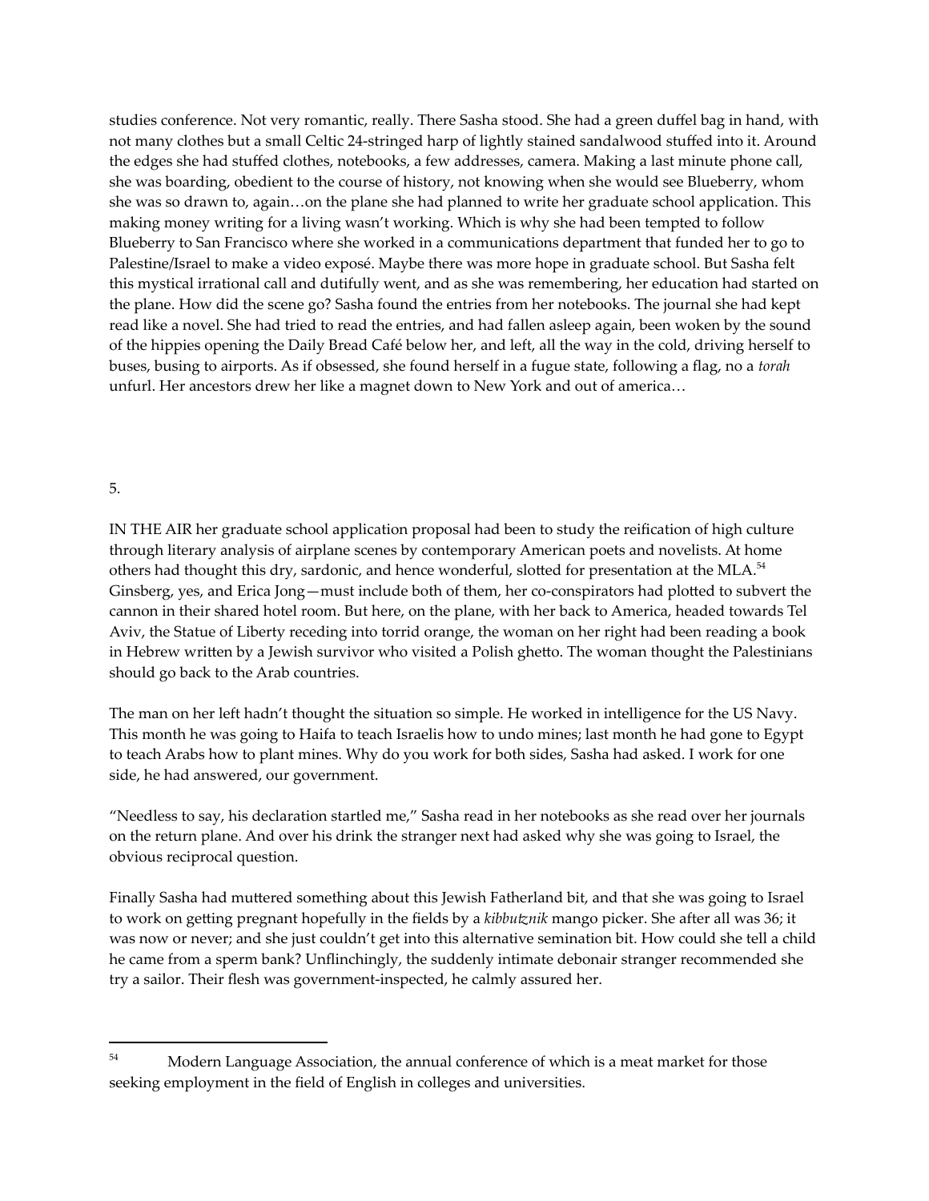studies conference. Not very romantic, really. There Sasha stood. She had a green duffel bag in hand, with not many clothes but a small Celtic 24-stringed harp of lightly stained sandalwood stuffed into it. Around the edges she had stuffed clothes, notebooks, a few addresses, camera. Making a last minute phone call, she was boarding, obedient to the course of history, not knowing when she would see Blueberry, whom she was so drawn to, again…on the plane she had planned to write her graduate school application. This making money writing for a living wasn't working. Which is why she had been tempted to follow Blueberry to San Francisco where she worked in a communications department that funded her to go to Palestine/Israel to make a video exposé. Maybe there was more hope in graduate school. But Sasha felt this mystical irrational call and dutifully went, and as she was remembering, her education had started on the plane. How did the scene go? Sasha found the entries from her notebooks. The journal she had kept read like a novel. She had tried to read the entries, and had fallen asleep again, been woken by the sound of the hippies opening the Daily Bread Café below her, and left, all the way in the cold, driving herself to buses, busing to airports. As if obsessed, she found herself in a fugue state, following a flag, no a *torah* unfurl. Her ancestors drew her like a magnet down to New York and out of america…

5.

IN THE AIR her graduate school application proposal had been to study the reification of high culture through literary analysis of airplane scenes by contemporary American poets and novelists. At home others had thought this dry, sardonic, and hence wonderful, slotted for presentation at the MLA.[54] Ginsberg, yes, and Erica Jong—must include both of them, her co-conspirators had plotted to subvert the cannon in their shared hotel room. But here, on the plane, with her back to America, headed towards Tel Aviv, the Statue of Liberty receding into torrid orange, the woman on her right had been reading a book in Hebrew written by a Jewish survivor who visited a Polish ghetto. The woman thought the Palestinians should go back to the Arab countries.

The man on her left hadn't thought the situation so simple. He worked in intelligence for the US Navy. This month he was going to Haifa to teach Israelis how to undo mines; last month he had gone to Egypt to teach Arabs how to plant mines. Why do you work for both sides, Sasha had asked. I work for one side, he had answered, our government.

"Needless to say, his declaration startled me," Sasha read in her notebooks as she read over her journals on the return plane. And over his drink the stranger next had asked why she was going to Israel, the obvious reciprocal question.

Finally Sasha had muttered something about this Jewish Fatherland bit, and that she was going to Israel to work on getting pregnant hopefully in the fields by a *kibbutznik* mango picker. She after all was 36; it was now or never; and she just couldn't get into this alternative semination bit. How could she tell a child he came from a sperm bank? Unflinchingly, the suddenly intimate debonair stranger recommended she try a sailor. Their flesh was government-inspected, he calmly assured her.

---

[54] Modern Language Association, the annual conference of which is a meat market for those seeking employment in the field of English in colleges and universities.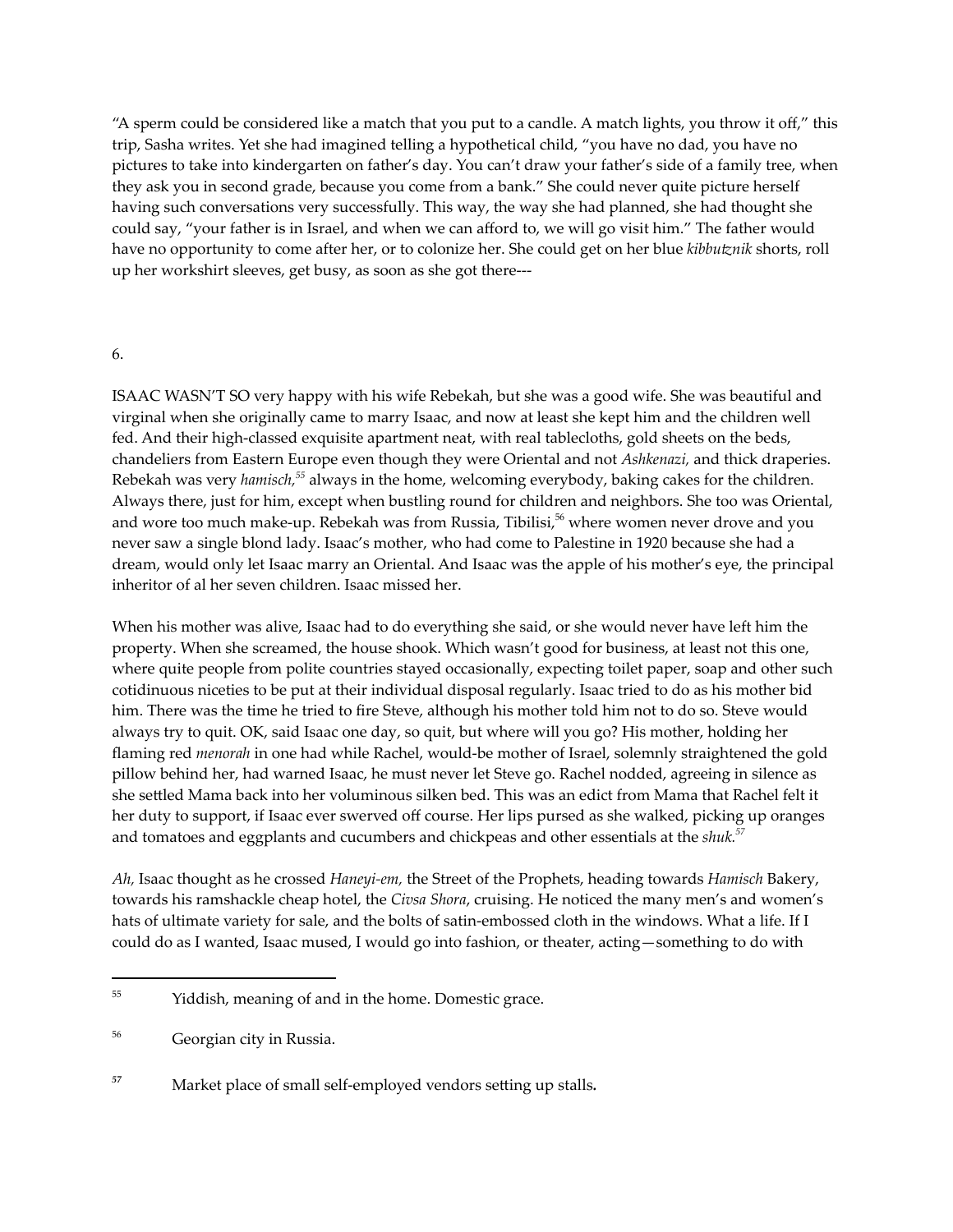"A sperm could be considered like a match that you put to a candle. A match lights, you throw it off," this trip, Sasha writes. Yet she had imagined telling a hypothetical child, "you have no dad, you have no pictures to take into kindergarten on father's day. You can't draw your father's side of a family tree, when they ask you in second grade, because you come from a bank." She could never quite picture herself having such conversations very successfully. This way, the way she had planned, she had thought she could say, "your father is in Israel, and when we can afford to, we will go visit him." The father would have no opportunity to come after her, or to colonize her. She could get on her blue *kibbutznik* shorts, roll up her workshirt sleeves, get busy, as soon as she got there---

6.

ISAAC WASN'T SO very happy with his wife Rebekah, but she was a good wife. She was beautiful and virginal when she originally came to marry Isaac, and now at least she kept him and the children well fed. And their high-classed exquisite apartment neat, with real tablecloths, gold sheets on the beds, chandeliers from Eastern Europe even though they were Oriental and not *Ashkenazi,* and thick draperies. Rebekah was very *hamisch*,[55] always in the home, welcoming everybody, baking cakes for the children. Always there, just for him, except when bustling round for children and neighbors. She too was Oriental, and wore too much make-up. Rebekah was from Russia, Tibilisi,[56] where women never drove and you never saw a single blond lady. Isaac's mother, who had come to Palestine in 1920 because she had a dream, would only let Isaac marry an Oriental. And Isaac was the apple of his mother's eye, the principal inheritor of al her seven children. Isaac missed her.

When his mother was alive, Isaac had to do everything she said, or she would never have left him the property. When she screamed, the house shook. Which wasn't good for business, at least not this one, where quite people from polite countries stayed occasionally, expecting toilet paper, soap and other such cotidinuous niceties to be put at their individual disposal regularly. Isaac tried to do as his mother bid him. There was the time he tried to fire Steve, although his mother told him not to do so. Steve would always try to quit. OK, said Isaac one day, so quit, but where will you go? His mother, holding her flaming red *menorah* in one had while Rachel, would-be mother of Israel, solemnly straightened the gold pillow behind her, had warned Isaac, he must never let Steve go. Rachel nodded, agreeing in silence as she settled Mama back into her voluminous silken bed. This was an edict from Mama that Rachel felt it her duty to support, if Isaac ever swerved off course. Her lips pursed as she walked, picking up oranges and tomatoes and eggplants and cucumbers and chickpeas and other essentials at the *shuk.*[57]

*Ah,* Isaac thought as he crossed *Haneyi-em,* the Street of the Prophets, heading towards *Hamisch* Bakery, towards his ramshackle cheap hotel, the *Civsa Shora*, cruising. He noticed the many men's and women's hats of ultimate variety for sale, and the bolts of satin-embossed cloth in the windows. What a life. If I could do as I wanted, Isaac mused, I would go into fashion, or theater, acting—something to do with

---

[55] Yiddish, meaning of and in the home. Domestic grace.

[56] Georgian city in Russia.

[57] Market place of small self-employed vendors setting up stalls**.**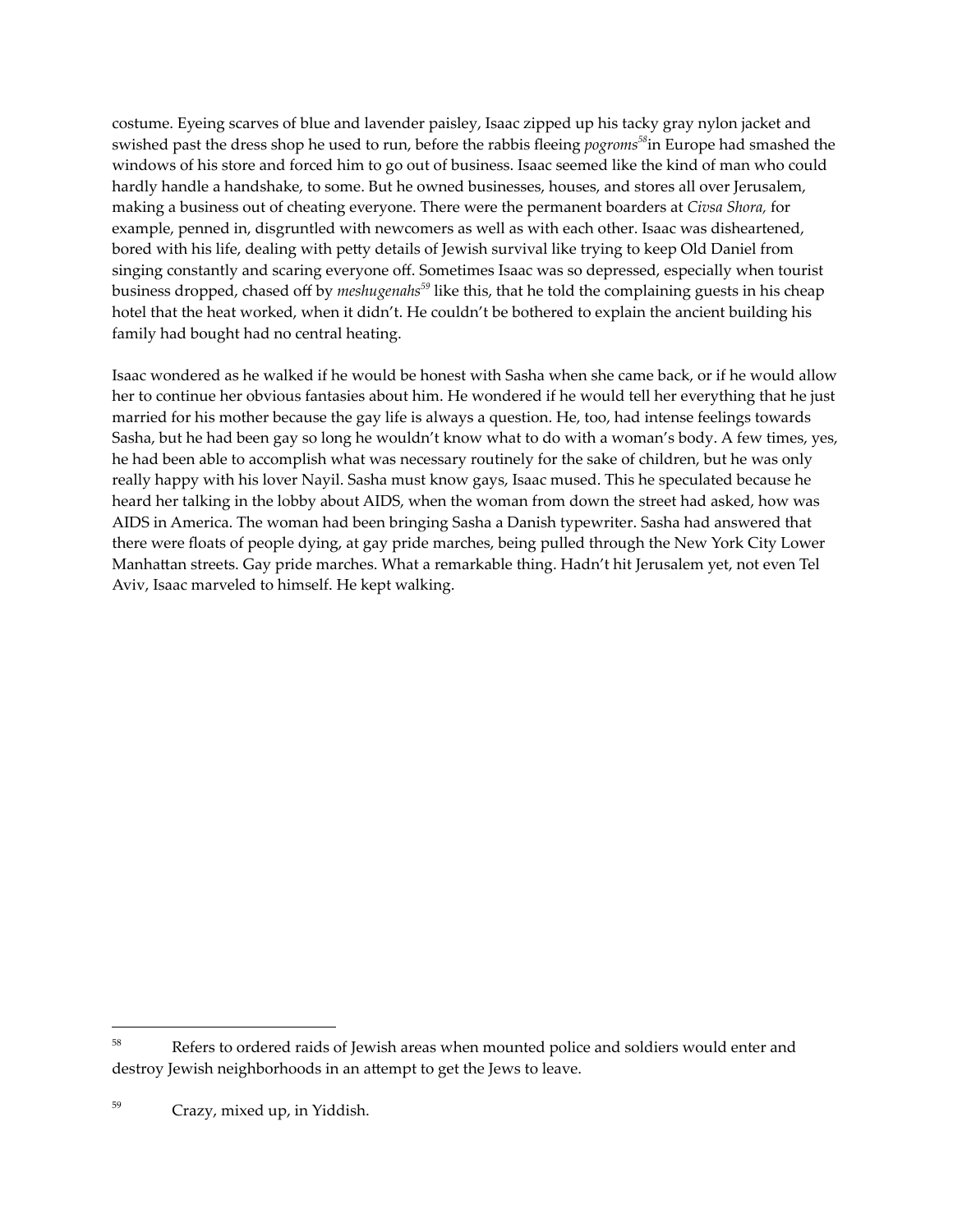costume. Eyeing scarves of blue and lavender paisley, Isaac zipped up his tacky gray nylon jacket and swished past the dress shop he used to run, before the rabbis fleeing *pogroms*[58]in Europe had smashed the windows of his store and forced him to go out of business. Isaac seemed like the kind of man who could hardly handle a handshake, to some. But he owned businesses, houses, and stores all over Jerusalem, making a business out of cheating everyone. There were the permanent boarders at *Civsa Shora,* for example, penned in, disgruntled with newcomers as well as with each other. Isaac was disheartened, bored with his life, dealing with petty details of Jewish survival like trying to keep Old Daniel from singing constantly and scaring everyone off. Sometimes Isaac was so depressed, especially when tourist business dropped, chased off by *meshugenahs*[59] like this, that he told the complaining guests in his cheap hotel that the heat worked, when it didn't. He couldn't be bothered to explain the ancient building his family had bought had no central heating.

Isaac wondered as he walked if he would be honest with Sasha when she came back, or if he would allow her to continue her obvious fantasies about him. He wondered if he would tell her everything that he just married for his mother because the gay life is always a question. He, too, had intense feelings towards Sasha, but he had been gay so long he wouldn't know what to do with a woman's body. A few times, yes, he had been able to accomplish what was necessary routinely for the sake of children, but he was only really happy with his lover Nayil. Sasha must know gays, Isaac mused. This he speculated because he heard her talking in the lobby about AIDS, when the woman from down the street had asked, how was AIDS in America. The woman had been bringing Sasha a Danish typewriter. Sasha had answered that there were floats of people dying, at gay pride marches, being pulled through the New York City Lower Manhattan streets. Gay pride marches. What a remarkable thing. Hadn't hit Jerusalem yet, not even Tel Aviv, Isaac marveled to himself. He kept walking.

---

[58] Refers to ordered raids of Jewish areas when mounted police and soldiers would enter and destroy Jewish neighborhoods in an attempt to get the Jews to leave.

[59] Crazy, mixed up, in Yiddish.